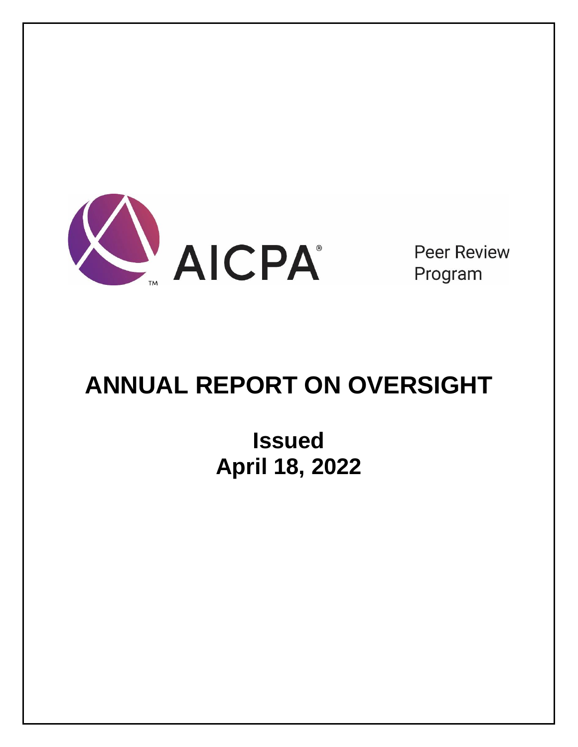AICPA Peer Review Program

# ANNUAL REPORT ON OVERSIGHT

## Issued
## April 18, 2022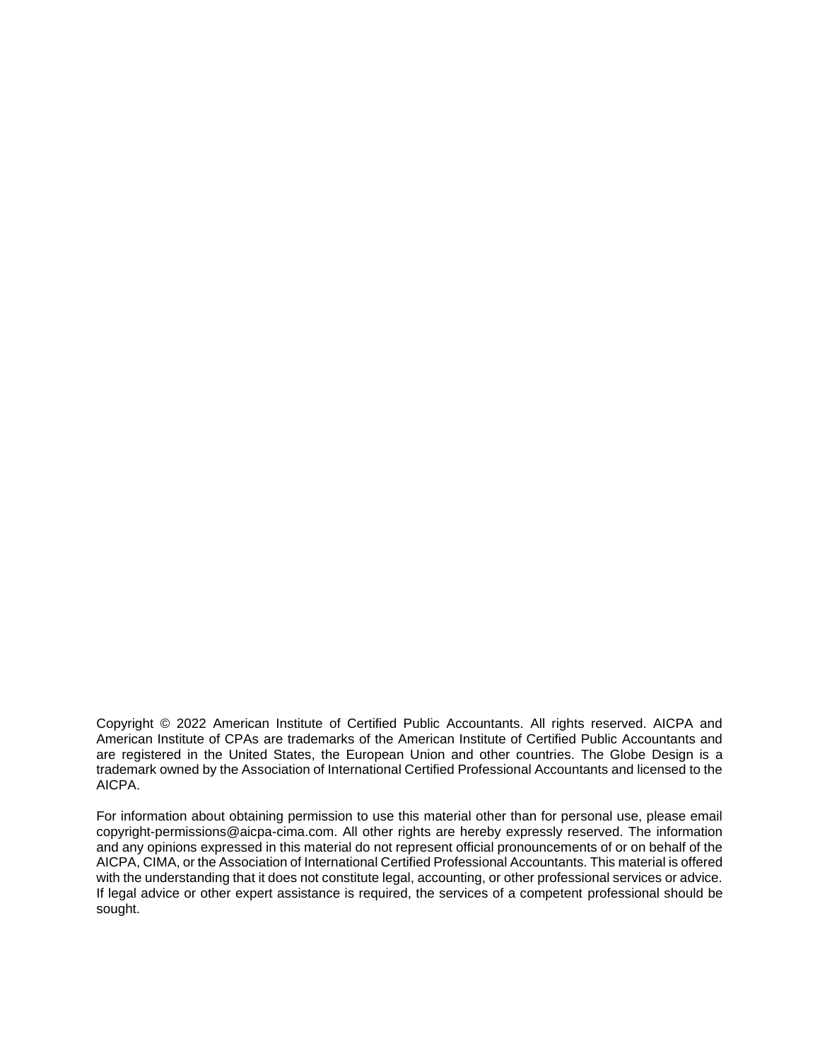Copyright © 2022 American Institute of Certified Public Accountants. All rights reserved. AICPA and American Institute of CPAs are trademarks of the American Institute of Certified Public Accountants and are registered in the United States, the European Union and other countries. The Globe Design is a trademark owned by the Association of International Certified Professional Accountants and licensed to the AICPA.

For information about obtaining permission to use this material other than for personal use, please email copyright-permissions@aicpa-cima.com. All other rights are hereby expressly reserved. The information and any opinions expressed in this material do not represent official pronouncements of or on behalf of the AICPA, CIMA, or the Association of International Certified Professional Accountants. This material is offered with the understanding that it does not constitute legal, accounting, or other professional services or advice. If legal advice or other expert assistance is required, the services of a competent professional should be sought.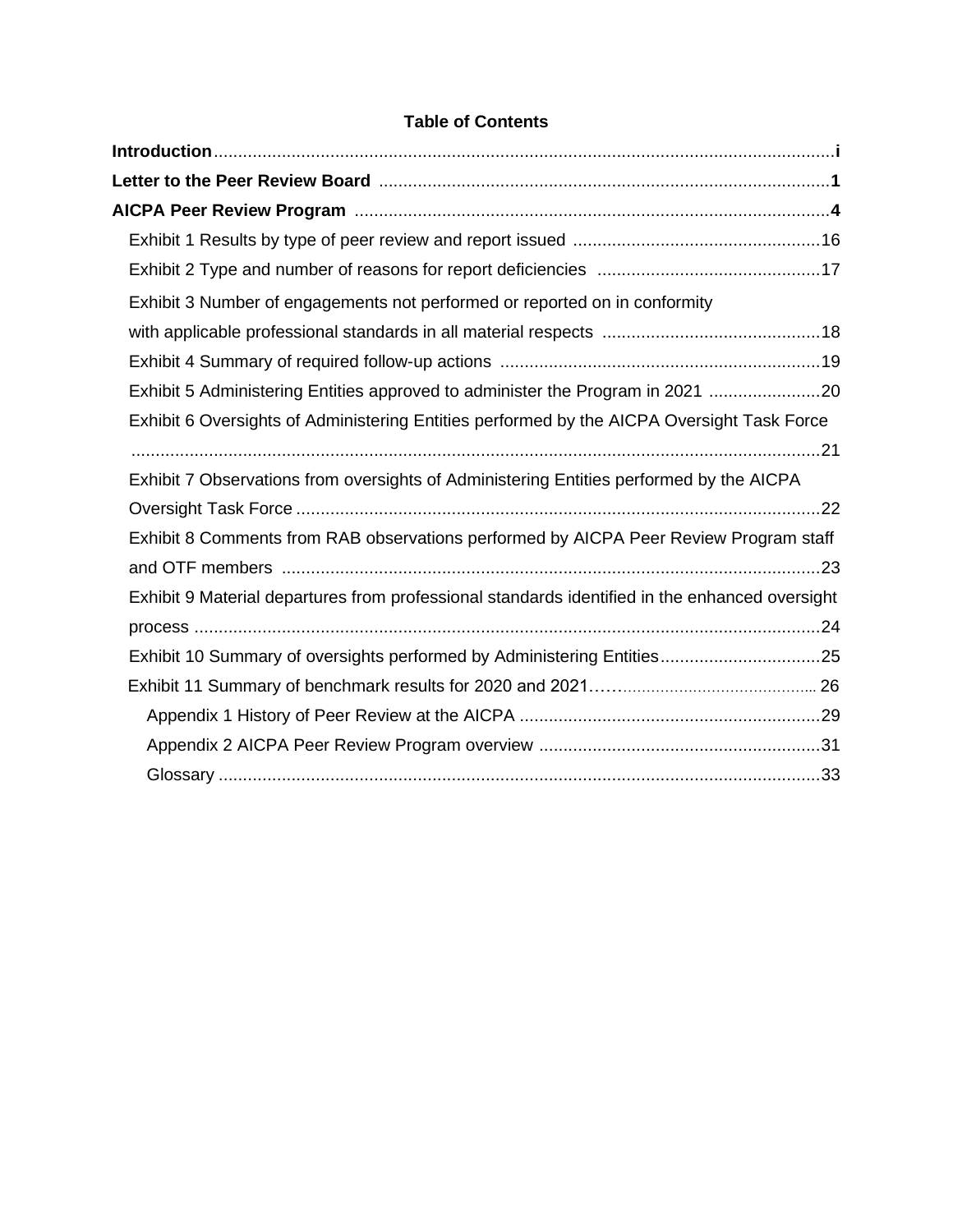## Table of Contents

**Introduction** ...... **i**

**Letter to the Peer Review Board** ...... **1**

**AICPA Peer Review Program** ...... **4**

- Exhibit 1 Results by type of peer review and report issued ...... 16
- Exhibit 2 Type and number of reasons for report deficiencies ...... 17
- Exhibit 3 Number of engagements not performed or reported on in conformity with applicable professional standards in all material respects ...... 18
- Exhibit 4 Summary of required follow-up actions ...... 19
- Exhibit 5 Administering Entities approved to administer the Program in 2021 ...... 20
- Exhibit 6 Oversights of Administering Entities performed by the AICPA Oversight Task Force ...... 21
- Exhibit 7 Observations from oversights of Administering Entities performed by the AICPA Oversight Task Force ...... 22
- Exhibit 8 Comments from RAB observations performed by AICPA Peer Review Program staff and OTF members ...... 23
- Exhibit 9 Material departures from professional standards identified in the enhanced oversight process ...... 24
- Exhibit 10 Summary of oversights performed by Administering Entities ...... 25
- Exhibit 11 Summary of benchmark results for 2020 and 2021 ...... 26
  - Appendix 1 History of Peer Review at the AICPA ...... 29
  - Appendix 2 AICPA Peer Review Program overview ...... 31
  - Glossary ...... 33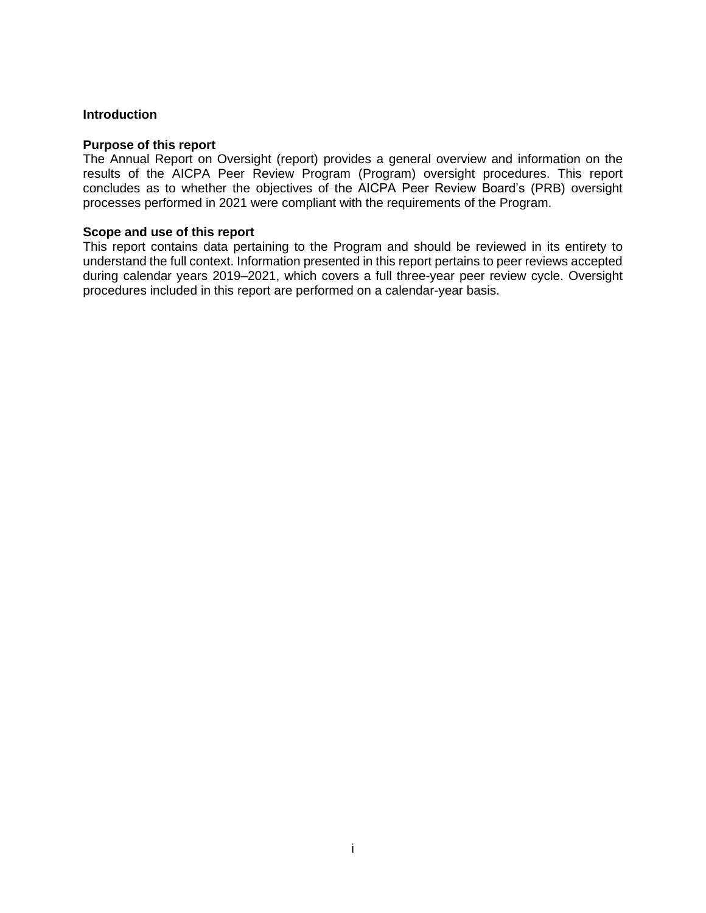# Introduction

## Purpose of this report

The Annual Report on Oversight (report) provides a general overview and information on the results of the AICPA Peer Review Program (Program) oversight procedures. This report concludes as to whether the objectives of the AICPA Peer Review Board's (PRB) oversight processes performed in 2021 were compliant with the requirements of the Program.

## Scope and use of this report

This report contains data pertaining to the Program and should be reviewed in its entirety to understand the full context. Information presented in this report pertains to peer reviews accepted during calendar years 2019–2021, which covers a full three-year peer review cycle. Oversight procedures included in this report are performed on a calendar-year basis.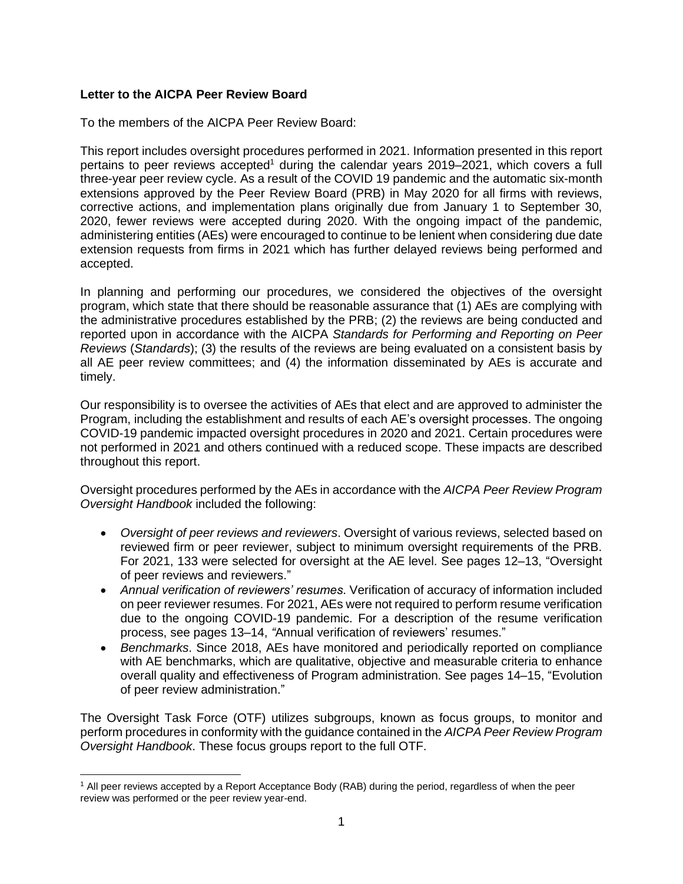**Letter to the AICPA Peer Review Board**

To the members of the AICPA Peer Review Board:

This report includes oversight procedures performed in 2021. Information presented in this report pertains to peer reviews accepted[1] during the calendar years 2019–2021, which covers a full three-year peer review cycle. As a result of the COVID 19 pandemic and the automatic six-month extensions approved by the Peer Review Board (PRB) in May 2020 for all firms with reviews, corrective actions, and implementation plans originally due from January 1 to September 30, 2020, fewer reviews were accepted during 2020. With the ongoing impact of the pandemic, administering entities (AEs) were encouraged to continue to be lenient when considering due date extension requests from firms in 2021 which has further delayed reviews being performed and accepted.

In planning and performing our procedures, we considered the objectives of the oversight program, which state that there should be reasonable assurance that (1) AEs are complying with the administrative procedures established by the PRB; (2) the reviews are being conducted and reported upon in accordance with the AICPA *Standards for Performing and Reporting on Peer Reviews* (*Standards*); (3) the results of the reviews are being evaluated on a consistent basis by all AE peer review committees; and (4) the information disseminated by AEs is accurate and timely.

Our responsibility is to oversee the activities of AEs that elect and are approved to administer the Program, including the establishment and results of each AE's oversight processes. The ongoing COVID-19 pandemic impacted oversight procedures in 2020 and 2021. Certain procedures were not performed in 2021 and others continued with a reduced scope. These impacts are described throughout this report.

Oversight procedures performed by the AEs in accordance with the *AICPA Peer Review Program Oversight Handbook* included the following:

- *Oversight of peer reviews and reviewers*. Oversight of various reviews, selected based on reviewed firm or peer reviewer, subject to minimum oversight requirements of the PRB. For 2021, 133 were selected for oversight at the AE level. See pages 12–13, "Oversight of peer reviews and reviewers."
- *Annual verification of reviewers' resumes*. Verification of accuracy of information included on peer reviewer resumes. For 2021, AEs were not required to perform resume verification due to the ongoing COVID-19 pandemic. For a description of the resume verification process, see pages 13–14, "Annual verification of reviewers' resumes."
- *Benchmarks*. Since 2018, AEs have monitored and periodically reported on compliance with AE benchmarks, which are qualitative, objective and measurable criteria to enhance overall quality and effectiveness of Program administration. See pages 14–15, "Evolution of peer review administration."

The Oversight Task Force (OTF) utilizes subgroups, known as focus groups, to monitor and perform procedures in conformity with the guidance contained in the *AICPA Peer Review Program Oversight Handbook*. These focus groups report to the full OTF.

[1] All peer reviews accepted by a Report Acceptance Body (RAB) during the period, regardless of when the peer review was performed or the peer review year-end.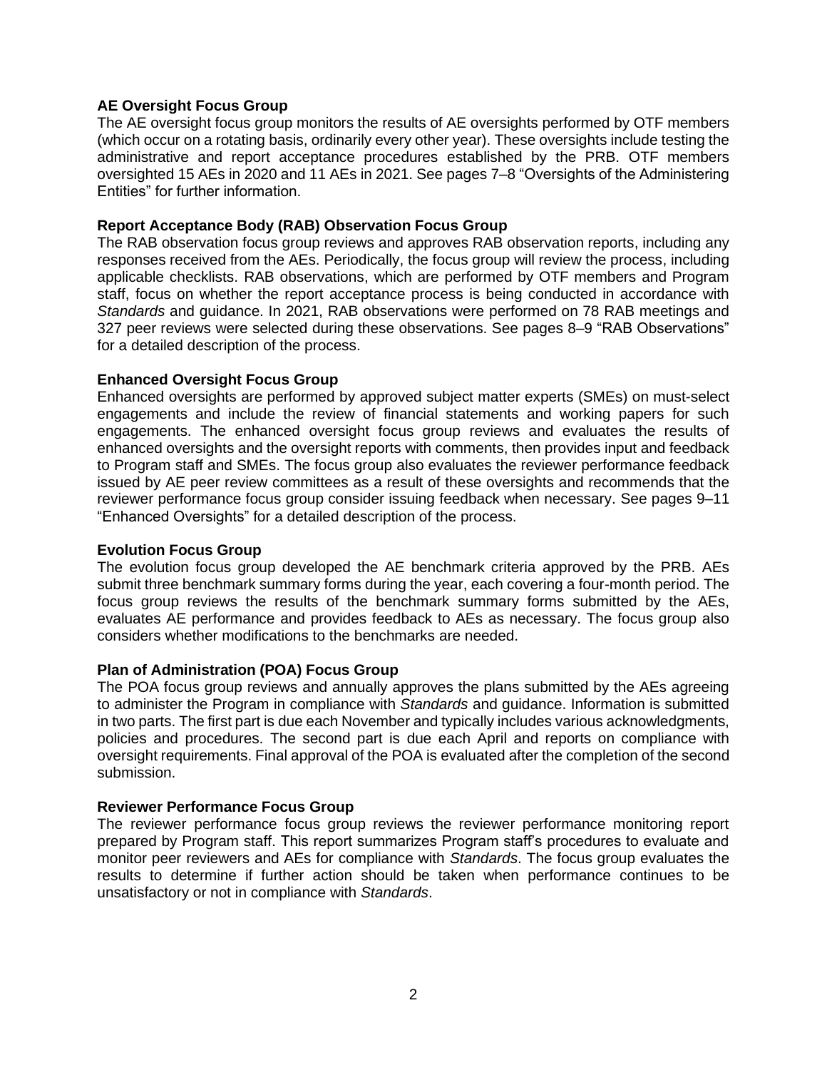**AE Oversight Focus Group**

The AE oversight focus group monitors the results of AE oversights performed by OTF members (which occur on a rotating basis, ordinarily every other year). These oversights include testing the administrative and report acceptance procedures established by the PRB. OTF members oversighted 15 AEs in 2020 and 11 AEs in 2021. See pages 7–8 "Oversights of the Administering Entities" for further information.

**Report Acceptance Body (RAB) Observation Focus Group**

The RAB observation focus group reviews and approves RAB observation reports, including any responses received from the AEs. Periodically, the focus group will review the process, including applicable checklists. RAB observations, which are performed by OTF members and Program staff, focus on whether the report acceptance process is being conducted in accordance with *Standards* and guidance. In 2021, RAB observations were performed on 78 RAB meetings and 327 peer reviews were selected during these observations. See pages 8–9 "RAB Observations" for a detailed description of the process.

**Enhanced Oversight Focus Group**

Enhanced oversights are performed by approved subject matter experts (SMEs) on must-select engagements and include the review of financial statements and working papers for such engagements. The enhanced oversight focus group reviews and evaluates the results of enhanced oversights and the oversight reports with comments, then provides input and feedback to Program staff and SMEs. The focus group also evaluates the reviewer performance feedback issued by AE peer review committees as a result of these oversights and recommends that the reviewer performance focus group consider issuing feedback when necessary. See pages 9–11 "Enhanced Oversights" for a detailed description of the process.

**Evolution Focus Group**

The evolution focus group developed the AE benchmark criteria approved by the PRB. AEs submit three benchmark summary forms during the year, each covering a four-month period. The focus group reviews the results of the benchmark summary forms submitted by the AEs, evaluates AE performance and provides feedback to AEs as necessary. The focus group also considers whether modifications to the benchmarks are needed.

**Plan of Administration (POA) Focus Group**

The POA focus group reviews and annually approves the plans submitted by the AEs agreeing to administer the Program in compliance with *Standards* and guidance. Information is submitted in two parts. The first part is due each November and typically includes various acknowledgments, policies and procedures. The second part is due each April and reports on compliance with oversight requirements. Final approval of the POA is evaluated after the completion of the second submission.

**Reviewer Performance Focus Group**

The reviewer performance focus group reviews the reviewer performance monitoring report prepared by Program staff. This report summarizes Program staff's procedures to evaluate and monitor peer reviewers and AEs for compliance with *Standards*. The focus group evaluates the results to determine if further action should be taken when performance continues to be unsatisfactory or not in compliance with *Standards*.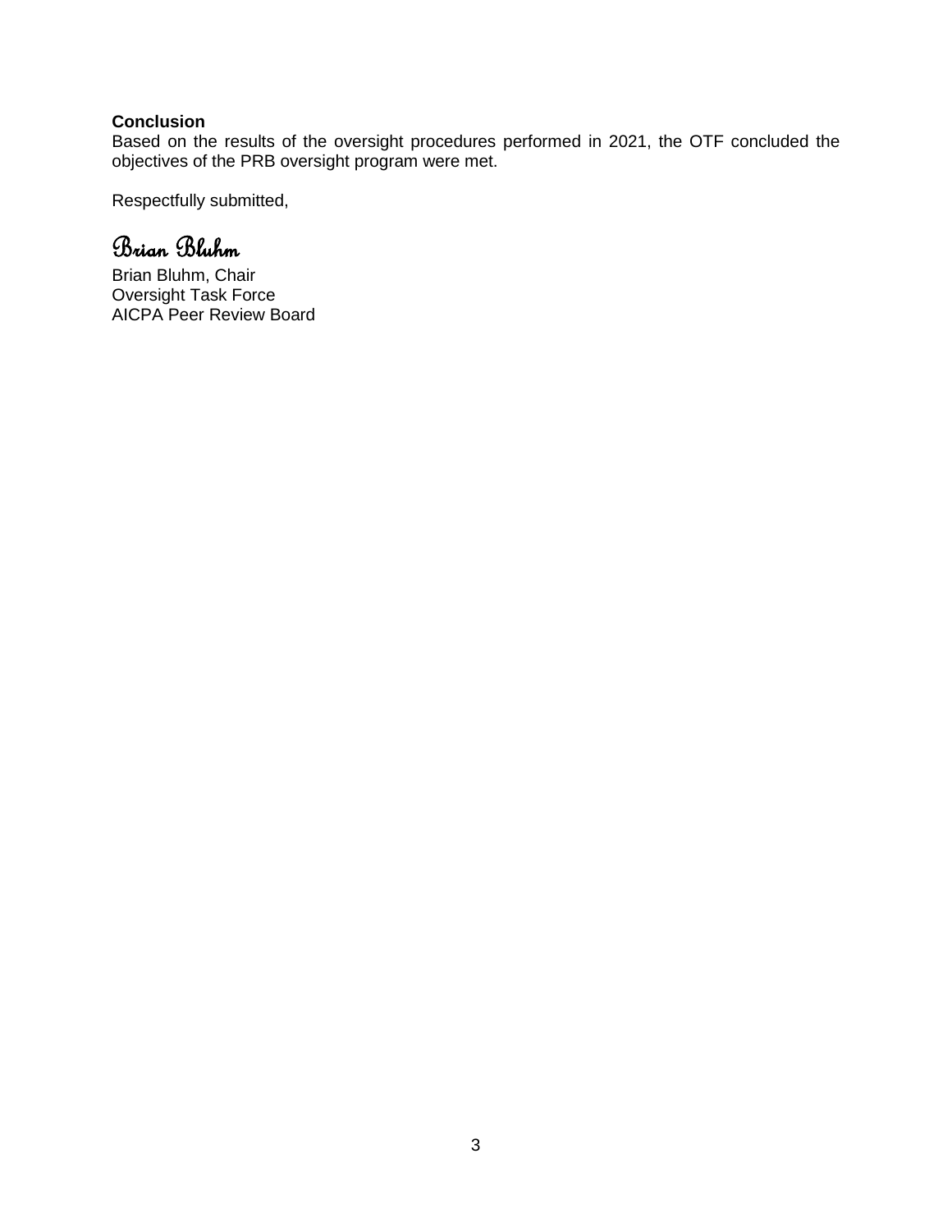**Conclusion**
Based on the results of the oversight procedures performed in 2021, the OTF concluded the objectives of the PRB oversight program were met.

Respectfully submitted,

*Brian Bluhm*

Brian Bluhm, Chair
Oversight Task Force
AICPA Peer Review Board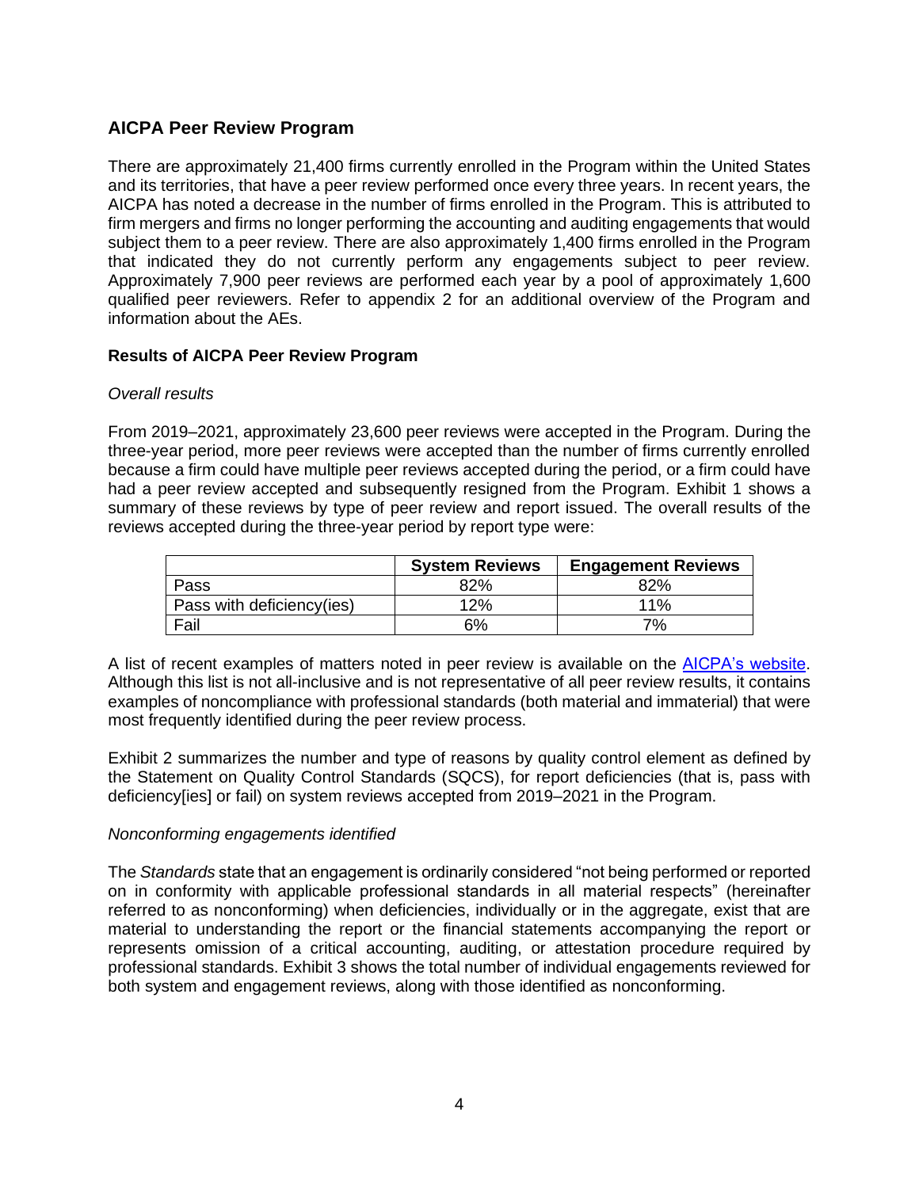## AICPA Peer Review Program

There are approximately 21,400 firms currently enrolled in the Program within the United States and its territories, that have a peer review performed once every three years. In recent years, the AICPA has noted a decrease in the number of firms enrolled in the Program. This is attributed to firm mergers and firms no longer performing the accounting and auditing engagements that would subject them to a peer review. There are also approximately 1,400 firms enrolled in the Program that indicated they do not currently perform any engagements subject to peer review. Approximately 7,900 peer reviews are performed each year by a pool of approximately 1,600 qualified peer reviewers. Refer to appendix 2 for an additional overview of the Program and information about the AEs.

### Results of AICPA Peer Review Program

*Overall results*

From 2019–2021, approximately 23,600 peer reviews were accepted in the Program. During the three-year period, more peer reviews were accepted than the number of firms currently enrolled because a firm could have multiple peer reviews accepted during the period, or a firm could have had a peer review accepted and subsequently resigned from the Program. Exhibit 1 shows a summary of these reviews by type of peer review and report issued. The overall results of the reviews accepted during the three-year period by report type were:

| | System Reviews | Engagement Reviews |
|---|---|---|
| Pass | 82% | 82% |
| Pass with deficiency(ies) | 12% | 11% |
| Fail | 6% | 7% |

A list of recent examples of matters noted in peer review is available on the AICPA's website. Although this list is not all-inclusive and is not representative of all peer review results, it contains examples of noncompliance with professional standards (both material and immaterial) that were most frequently identified during the peer review process.

Exhibit 2 summarizes the number and type of reasons by quality control element as defined by the Statement on Quality Control Standards (SQCS), for report deficiencies (that is, pass with deficiency[ies] or fail) on system reviews accepted from 2019–2021 in the Program.

*Nonconforming engagements identified*

The *Standards* state that an engagement is ordinarily considered "not being performed or reported on in conformity with applicable professional standards in all material respects" (hereinafter referred to as nonconforming) when deficiencies, individually or in the aggregate, exist that are material to understanding the report or the financial statements accompanying the report or represents omission of a critical accounting, auditing, or attestation procedure required by professional standards. Exhibit 3 shows the total number of individual engagements reviewed for both system and engagement reviews, along with those identified as nonconforming.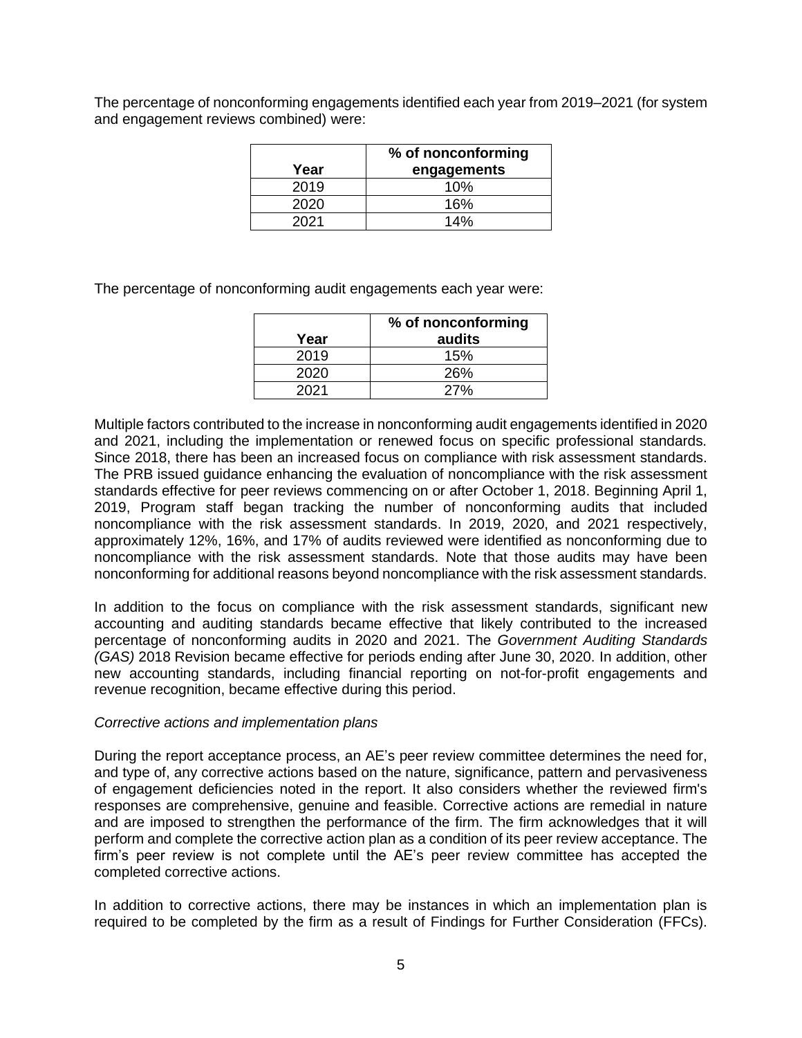The percentage of nonconforming engagements identified each year from 2019–2021 (for system and engagement reviews combined) were:

| Year | % of nonconforming engagements |
|---|---|
| 2019 | 10% |
| 2020 | 16% |
| 2021 | 14% |

The percentage of nonconforming audit engagements each year were:

| Year | % of nonconforming audits |
|---|---|
| 2019 | 15% |
| 2020 | 26% |
| 2021 | 27% |

Multiple factors contributed to the increase in nonconforming audit engagements identified in 2020 and 2021, including the implementation or renewed focus on specific professional standards. Since 2018, there has been an increased focus on compliance with risk assessment standards. The PRB issued guidance enhancing the evaluation of noncompliance with the risk assessment standards effective for peer reviews commencing on or after October 1, 2018. Beginning April 1, 2019, Program staff began tracking the number of nonconforming audits that included noncompliance with the risk assessment standards. In 2019, 2020, and 2021 respectively, approximately 12%, 16%, and 17% of audits reviewed were identified as nonconforming due to noncompliance with the risk assessment standards. Note that those audits may have been nonconforming for additional reasons beyond noncompliance with the risk assessment standards.

In addition to the focus on compliance with the risk assessment standards, significant new accounting and auditing standards became effective that likely contributed to the increased percentage of nonconforming audits in 2020 and 2021. The *Government Auditing Standards (GAS)* 2018 Revision became effective for periods ending after June 30, 2020. In addition, other new accounting standards, including financial reporting on not-for-profit engagements and revenue recognition, became effective during this period.

*Corrective actions and implementation plans*

During the report acceptance process, an AE's peer review committee determines the need for, and type of, any corrective actions based on the nature, significance, pattern and pervasiveness of engagement deficiencies noted in the report. It also considers whether the reviewed firm's responses are comprehensive, genuine and feasible. Corrective actions are remedial in nature and are imposed to strengthen the performance of the firm. The firm acknowledges that it will perform and complete the corrective action plan as a condition of its peer review acceptance. The firm's peer review is not complete until the AE's peer review committee has accepted the completed corrective actions.

In addition to corrective actions, there may be instances in which an implementation plan is required to be completed by the firm as a result of Findings for Further Consideration (FFCs).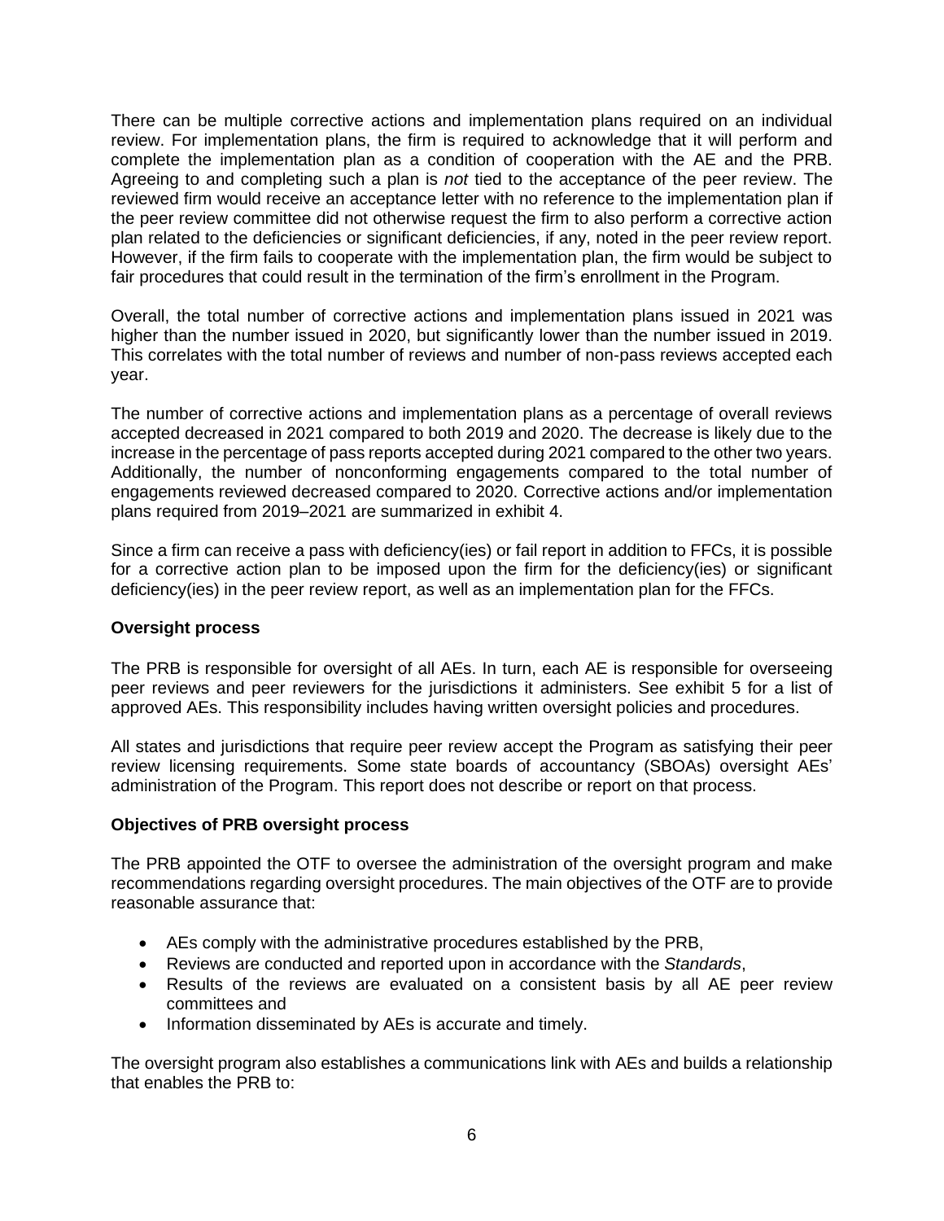There can be multiple corrective actions and implementation plans required on an individual review. For implementation plans, the firm is required to acknowledge that it will perform and complete the implementation plan as a condition of cooperation with the AE and the PRB. Agreeing to and completing such a plan is *not* tied to the acceptance of the peer review. The reviewed firm would receive an acceptance letter with no reference to the implementation plan if the peer review committee did not otherwise request the firm to also perform a corrective action plan related to the deficiencies or significant deficiencies, if any, noted in the peer review report. However, if the firm fails to cooperate with the implementation plan, the firm would be subject to fair procedures that could result in the termination of the firm's enrollment in the Program.

Overall, the total number of corrective actions and implementation plans issued in 2021 was higher than the number issued in 2020, but significantly lower than the number issued in 2019. This correlates with the total number of reviews and number of non-pass reviews accepted each year.

The number of corrective actions and implementation plans as a percentage of overall reviews accepted decreased in 2021 compared to both 2019 and 2020. The decrease is likely due to the increase in the percentage of pass reports accepted during 2021 compared to the other two years. Additionally, the number of nonconforming engagements compared to the total number of engagements reviewed decreased compared to 2020. Corrective actions and/or implementation plans required from 2019–2021 are summarized in exhibit 4.

Since a firm can receive a pass with deficiency(ies) or fail report in addition to FFCs, it is possible for a corrective action plan to be imposed upon the firm for the deficiency(ies) or significant deficiency(ies) in the peer review report, as well as an implementation plan for the FFCs.

**Oversight process**

The PRB is responsible for oversight of all AEs. In turn, each AE is responsible for overseeing peer reviews and peer reviewers for the jurisdictions it administers. See exhibit 5 for a list of approved AEs. This responsibility includes having written oversight policies and procedures.

All states and jurisdictions that require peer review accept the Program as satisfying their peer review licensing requirements. Some state boards of accountancy (SBOAs) oversight AEs' administration of the Program. This report does not describe or report on that process.

**Objectives of PRB oversight process**

The PRB appointed the OTF to oversee the administration of the oversight program and make recommendations regarding oversight procedures. The main objectives of the OTF are to provide reasonable assurance that:

- AEs comply with the administrative procedures established by the PRB,
- Reviews are conducted and reported upon in accordance with the *Standards*,
- Results of the reviews are evaluated on a consistent basis by all AE peer review committees and
- Information disseminated by AEs is accurate and timely.

The oversight program also establishes a communications link with AEs and builds a relationship that enables the PRB to: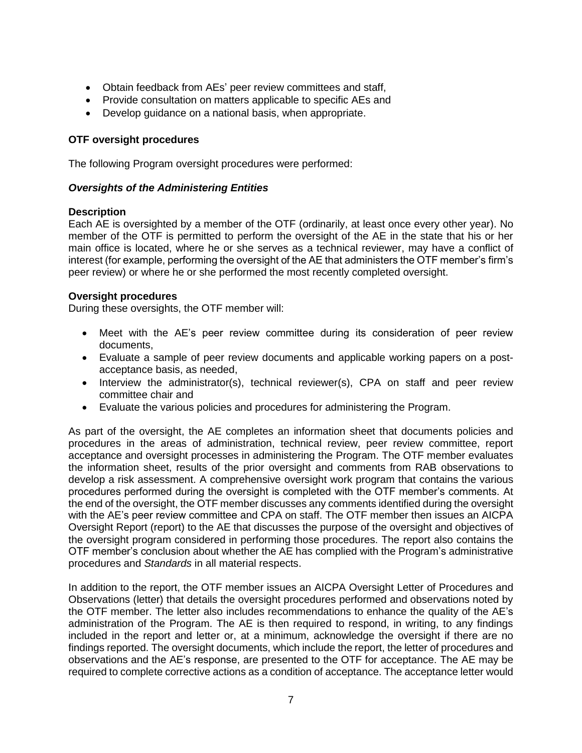- Obtain feedback from AEs' peer review committees and staff,
- Provide consultation on matters applicable to specific AEs and
- Develop guidance on a national basis, when appropriate.

**OTF oversight procedures**

The following Program oversight procedures were performed:

***Oversights of the Administering Entities***

**Description**

Each AE is oversighted by a member of the OTF (ordinarily, at least once every other year). No member of the OTF is permitted to perform the oversight of the AE in the state that his or her main office is located, where he or she serves as a technical reviewer, may have a conflict of interest (for example, performing the oversight of the AE that administers the OTF member's firm's peer review) or where he or she performed the most recently completed oversight.

**Oversight procedures**

During these oversights, the OTF member will:

- Meet with the AE's peer review committee during its consideration of peer review documents,
- Evaluate a sample of peer review documents and applicable working papers on a post-acceptance basis, as needed,
- Interview the administrator(s), technical reviewer(s), CPA on staff and peer review committee chair and
- Evaluate the various policies and procedures for administering the Program.

As part of the oversight, the AE completes an information sheet that documents policies and procedures in the areas of administration, technical review, peer review committee, report acceptance and oversight processes in administering the Program. The OTF member evaluates the information sheet, results of the prior oversight and comments from RAB observations to develop a risk assessment. A comprehensive oversight work program that contains the various procedures performed during the oversight is completed with the OTF member's comments. At the end of the oversight, the OTF member discusses any comments identified during the oversight with the AE's peer review committee and CPA on staff. The OTF member then issues an AICPA Oversight Report (report) to the AE that discusses the purpose of the oversight and objectives of the oversight program considered in performing those procedures. The report also contains the OTF member's conclusion about whether the AE has complied with the Program's administrative procedures and *Standards* in all material respects.

In addition to the report, the OTF member issues an AICPA Oversight Letter of Procedures and Observations (letter) that details the oversight procedures performed and observations noted by the OTF member. The letter also includes recommendations to enhance the quality of the AE's administration of the Program. The AE is then required to respond, in writing, to any findings included in the report and letter or, at a minimum, acknowledge the oversight if there are no findings reported. The oversight documents, which include the report, the letter of procedures and observations and the AE's response, are presented to the OTF for acceptance. The AE may be required to complete corrective actions as a condition of acceptance. The acceptance letter would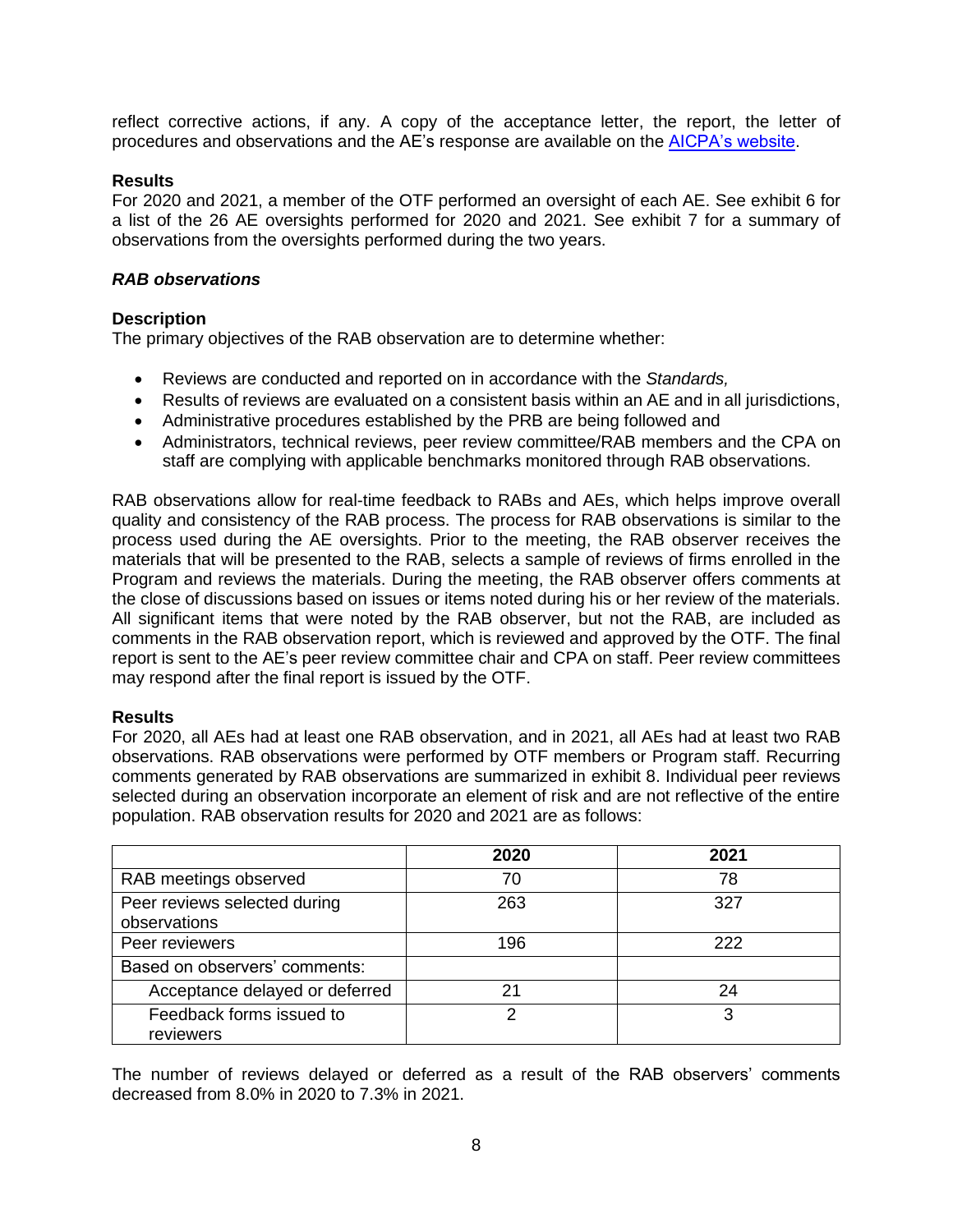reflect corrective actions, if any. A copy of the acceptance letter, the report, the letter of procedures and observations and the AE's response are available on the [AICPA's website](#).

**Results**

For 2020 and 2021, a member of the OTF performed an oversight of each AE. See exhibit 6 for a list of the 26 AE oversights performed for 2020 and 2021. See exhibit 7 for a summary of observations from the oversights performed during the two years.

***RAB observations***

**Description**

The primary objectives of the RAB observation are to determine whether:

- Reviews are conducted and reported on in accordance with the *Standards,*
- Results of reviews are evaluated on a consistent basis within an AE and in all jurisdictions,
- Administrative procedures established by the PRB are being followed and
- Administrators, technical reviews, peer review committee/RAB members and the CPA on staff are complying with applicable benchmarks monitored through RAB observations.

RAB observations allow for real-time feedback to RABs and AEs, which helps improve overall quality and consistency of the RAB process. The process for RAB observations is similar to the process used during the AE oversights. Prior to the meeting, the RAB observer receives the materials that will be presented to the RAB, selects a sample of reviews of firms enrolled in the Program and reviews the materials. During the meeting, the RAB observer offers comments at the close of discussions based on issues or items noted during his or her review of the materials. All significant items that were noted by the RAB observer, but not the RAB, are included as comments in the RAB observation report, which is reviewed and approved by the OTF. The final report is sent to the AE's peer review committee chair and CPA on staff. Peer review committees may respond after the final report is issued by the OTF.

**Results**

For 2020, all AEs had at least one RAB observation, and in 2021, all AEs had at least two RAB observations. RAB observations were performed by OTF members or Program staff. Recurring comments generated by RAB observations are summarized in exhibit 8. Individual peer reviews selected during an observation incorporate an element of risk and are not reflective of the entire population. RAB observation results for 2020 and 2021 are as follows:

| | 2020 | 2021 |
|---|---|---|
| RAB meetings observed | 70 | 78 |
| Peer reviews selected during observations | 263 | 327 |
| Peer reviewers | 196 | 222 |
| Based on observers' comments: | | |
| Acceptance delayed or deferred | 21 | 24 |
| Feedback forms issued to reviewers | 2 | 3 |

The number of reviews delayed or deferred as a result of the RAB observers' comments decreased from 8.0% in 2020 to 7.3% in 2021.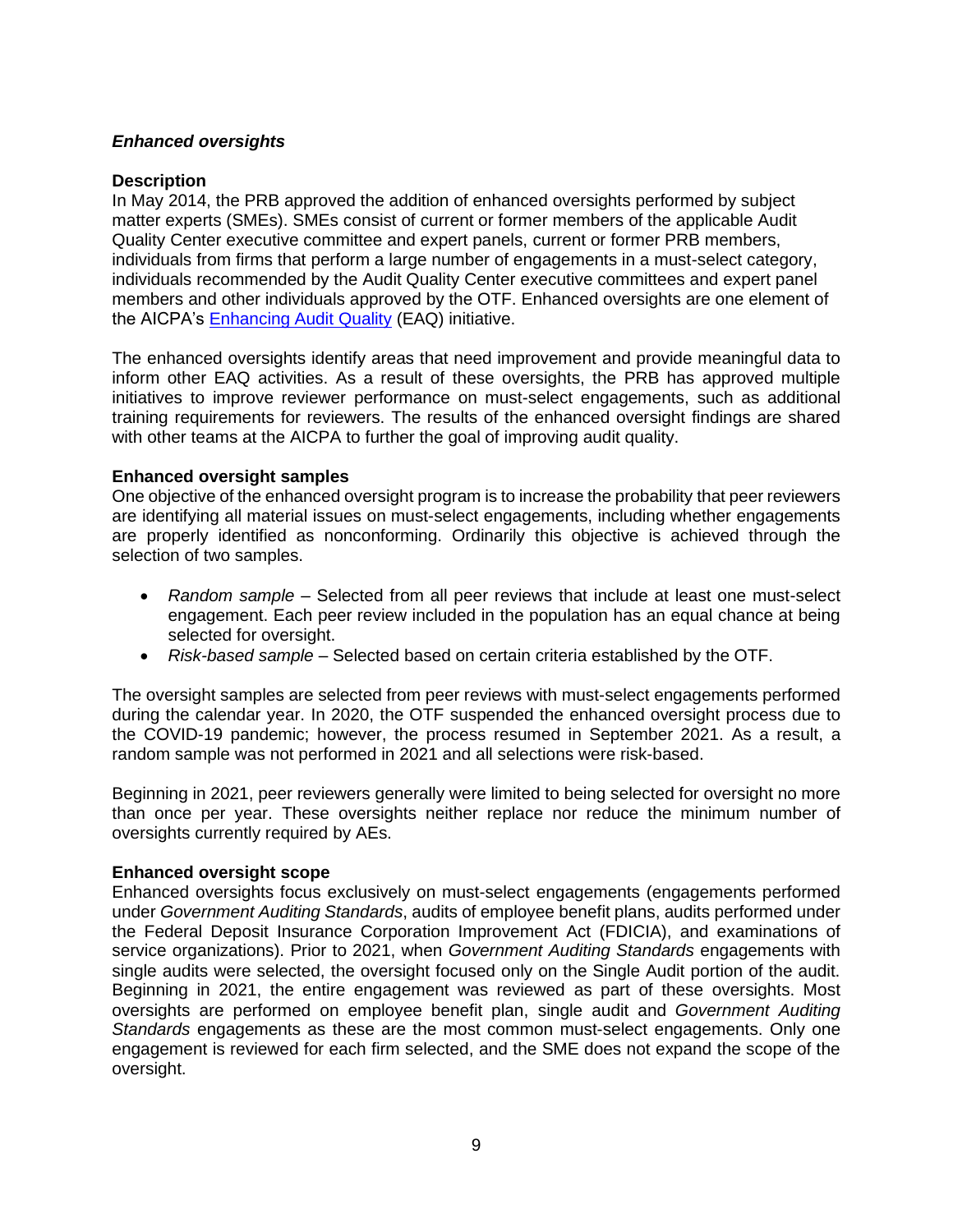### *Enhanced oversights*

**Description**

In May 2014, the PRB approved the addition of enhanced oversights performed by subject matter experts (SMEs). SMEs consist of current or former members of the applicable Audit Quality Center executive committee and expert panels, current or former PRB members, individuals from firms that perform a large number of engagements in a must-select category, individuals recommended by the Audit Quality Center executive committees and expert panel members and other individuals approved by the OTF. Enhanced oversights are one element of the AICPA's [Enhancing Audit Quality](#) (EAQ) initiative.

The enhanced oversights identify areas that need improvement and provide meaningful data to inform other EAQ activities. As a result of these oversights, the PRB has approved multiple initiatives to improve reviewer performance on must-select engagements, such as additional training requirements for reviewers. The results of the enhanced oversight findings are shared with other teams at the AICPA to further the goal of improving audit quality.

**Enhanced oversight samples**

One objective of the enhanced oversight program is to increase the probability that peer reviewers are identifying all material issues on must-select engagements, including whether engagements are properly identified as nonconforming. Ordinarily this objective is achieved through the selection of two samples.

- *Random sample* – Selected from all peer reviews that include at least one must-select engagement. Each peer review included in the population has an equal chance at being selected for oversight.
- *Risk-based sample* – Selected based on certain criteria established by the OTF.

The oversight samples are selected from peer reviews with must-select engagements performed during the calendar year. In 2020, the OTF suspended the enhanced oversight process due to the COVID-19 pandemic; however, the process resumed in September 2021. As a result, a random sample was not performed in 2021 and all selections were risk-based.

Beginning in 2021, peer reviewers generally were limited to being selected for oversight no more than once per year. These oversights neither replace nor reduce the minimum number of oversights currently required by AEs.

**Enhanced oversight scope**

Enhanced oversights focus exclusively on must-select engagements (engagements performed under *Government Auditing Standards*, audits of employee benefit plans, audits performed under the Federal Deposit Insurance Corporation Improvement Act (FDICIA), and examinations of service organizations). Prior to 2021, when *Government Auditing Standards* engagements with single audits were selected, the oversight focused only on the Single Audit portion of the audit. Beginning in 2021, the entire engagement was reviewed as part of these oversights. Most oversights are performed on employee benefit plan, single audit and *Government Auditing Standards* engagements as these are the most common must-select engagements. Only one engagement is reviewed for each firm selected, and the SME does not expand the scope of the oversight.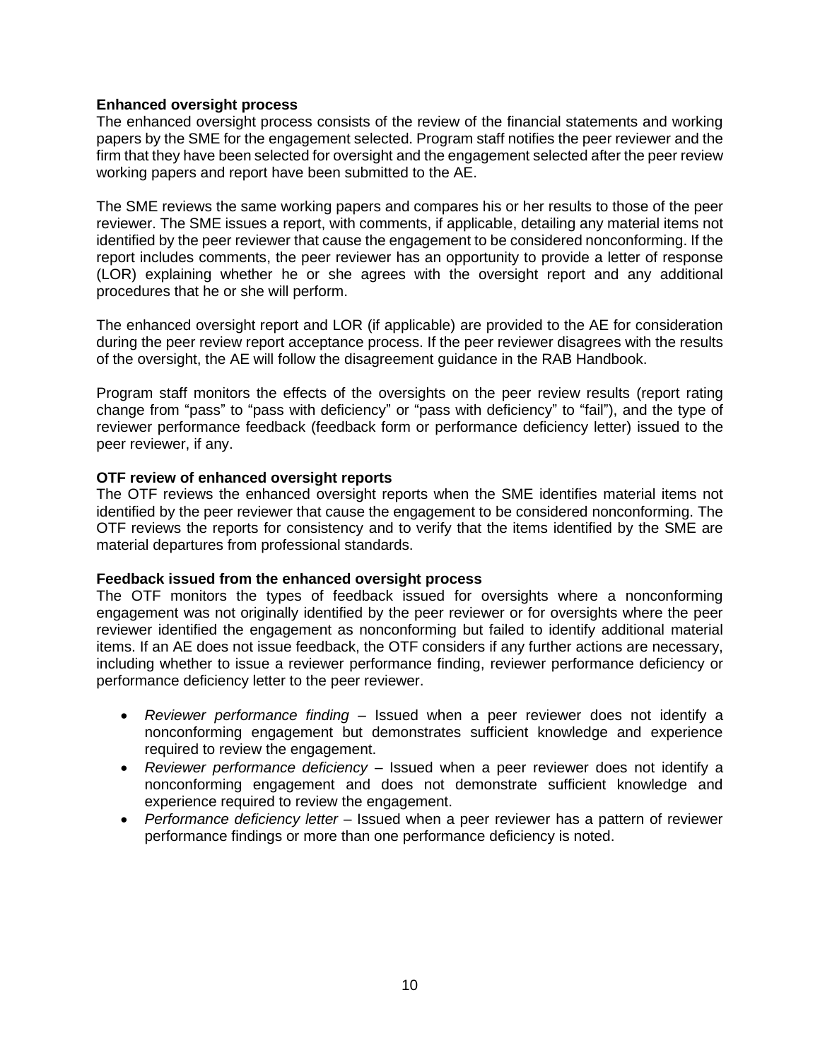**Enhanced oversight process**

The enhanced oversight process consists of the review of the financial statements and working papers by the SME for the engagement selected. Program staff notifies the peer reviewer and the firm that they have been selected for oversight and the engagement selected after the peer review working papers and report have been submitted to the AE.

The SME reviews the same working papers and compares his or her results to those of the peer reviewer. The SME issues a report, with comments, if applicable, detailing any material items not identified by the peer reviewer that cause the engagement to be considered nonconforming. If the report includes comments, the peer reviewer has an opportunity to provide a letter of response (LOR) explaining whether he or she agrees with the oversight report and any additional procedures that he or she will perform.

The enhanced oversight report and LOR (if applicable) are provided to the AE for consideration during the peer review report acceptance process. If the peer reviewer disagrees with the results of the oversight, the AE will follow the disagreement guidance in the RAB Handbook.

Program staff monitors the effects of the oversights on the peer review results (report rating change from "pass" to "pass with deficiency" or "pass with deficiency" to "fail"), and the type of reviewer performance feedback (feedback form or performance deficiency letter) issued to the peer reviewer, if any.

**OTF review of enhanced oversight reports**

The OTF reviews the enhanced oversight reports when the SME identifies material items not identified by the peer reviewer that cause the engagement to be considered nonconforming. The OTF reviews the reports for consistency and to verify that the items identified by the SME are material departures from professional standards.

**Feedback issued from the enhanced oversight process**

The OTF monitors the types of feedback issued for oversights where a nonconforming engagement was not originally identified by the peer reviewer or for oversights where the peer reviewer identified the engagement as nonconforming but failed to identify additional material items. If an AE does not issue feedback, the OTF considers if any further actions are necessary, including whether to issue a reviewer performance finding, reviewer performance deficiency or performance deficiency letter to the peer reviewer.

- *Reviewer performance finding* – Issued when a peer reviewer does not identify a nonconforming engagement but demonstrates sufficient knowledge and experience required to review the engagement.
- *Reviewer performance deficiency* – Issued when a peer reviewer does not identify a nonconforming engagement and does not demonstrate sufficient knowledge and experience required to review the engagement.
- *Performance deficiency letter* – Issued when a peer reviewer has a pattern of reviewer performance findings or more than one performance deficiency is noted.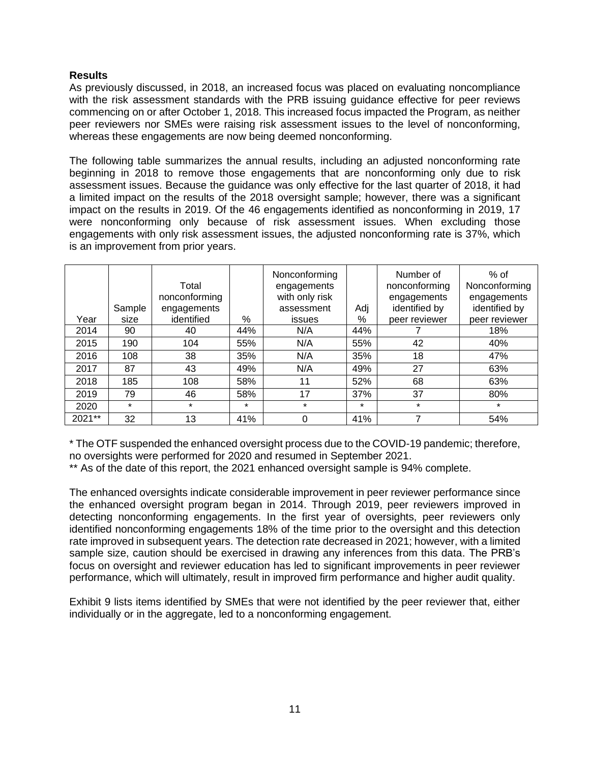**Results**

As previously discussed, in 2018, an increased focus was placed on evaluating noncompliance with the risk assessment standards with the PRB issuing guidance effective for peer reviews commencing on or after October 1, 2018. This increased focus impacted the Program, as neither peer reviewers nor SMEs were raising risk assessment issues to the level of nonconforming, whereas these engagements are now being deemed nonconforming.

The following table summarizes the annual results, including an adjusted nonconforming rate beginning in 2018 to remove those engagements that are nonconforming only due to risk assessment issues. Because the guidance was only effective for the last quarter of 2018, it had a limited impact on the results of the 2018 oversight sample; however, there was a significant impact on the results in 2019. Of the 46 engagements identified as nonconforming in 2019, 17 were nonconforming only because of risk assessment issues. When excluding those engagements with only risk assessment issues, the adjusted nonconforming rate is 37%, which is an improvement from prior years.

| Year | Sample size | Total nonconforming engagements identified | % | Nonconforming engagements with only risk assessment issues | Adj % | Number of nonconforming engagements identified by peer reviewer | % of Nonconforming engagements identified by peer reviewer |
|---|---|---|---|---|---|---|---|
| 2014 | 90 | 40 | 44% | N/A | 44% | 7 | 18% |
| 2015 | 190 | 104 | 55% | N/A | 55% | 42 | 40% |
| 2016 | 108 | 38 | 35% | N/A | 35% | 18 | 47% |
| 2017 | 87 | 43 | 49% | N/A | 49% | 27 | 63% |
| 2018 | 185 | 108 | 58% | 11 | 52% | 68 | 63% |
| 2019 | 79 | 46 | 58% | 17 | 37% | 37 | 80% |
| 2020 | * | * | * | * | * | * | * |
| 2021** | 32 | 13 | 41% | 0 | 41% | 7 | 54% |

\* The OTF suspended the enhanced oversight process due to the COVID-19 pandemic; therefore, no oversights were performed for 2020 and resumed in September 2021.

** As of the date of this report, the 2021 enhanced oversight sample is 94% complete.

The enhanced oversights indicate considerable improvement in peer reviewer performance since the enhanced oversight program began in 2014. Through 2019, peer reviewers improved in detecting nonconforming engagements. In the first year of oversights, peer reviewers only identified nonconforming engagements 18% of the time prior to the oversight and this detection rate improved in subsequent years. The detection rate decreased in 2021; however, with a limited sample size, caution should be exercised in drawing any inferences from this data. The PRB's focus on oversight and reviewer education has led to significant improvements in peer reviewer performance, which will ultimately, result in improved firm performance and higher audit quality.

Exhibit 9 lists items identified by SMEs that were not identified by the peer reviewer that, either individually or in the aggregate, led to a nonconforming engagement.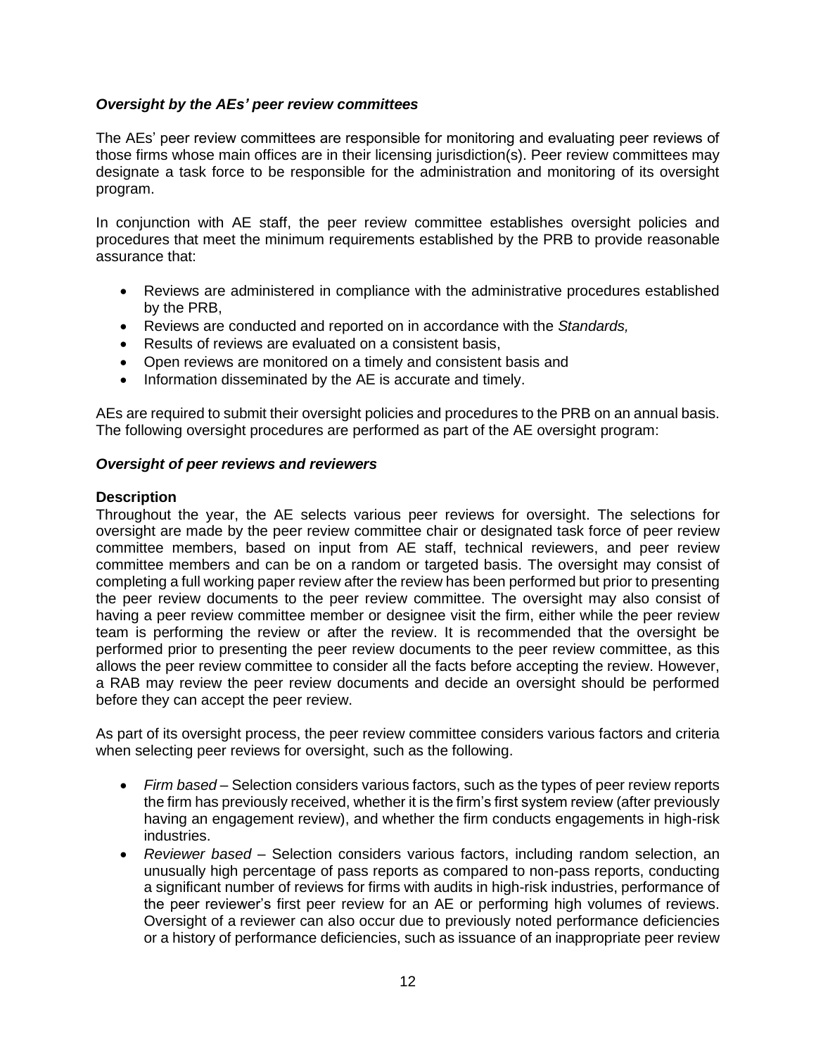### *Oversight by the AEs' peer review committees*

The AEs' peer review committees are responsible for monitoring and evaluating peer reviews of those firms whose main offices are in their licensing jurisdiction(s). Peer review committees may designate a task force to be responsible for the administration and monitoring of its oversight program.

In conjunction with AE staff, the peer review committee establishes oversight policies and procedures that meet the minimum requirements established by the PRB to provide reasonable assurance that:

- Reviews are administered in compliance with the administrative procedures established by the PRB,
- Reviews are conducted and reported on in accordance with the *Standards,*
- Results of reviews are evaluated on a consistent basis,
- Open reviews are monitored on a timely and consistent basis and
- Information disseminated by the AE is accurate and timely.

AEs are required to submit their oversight policies and procedures to the PRB on an annual basis. The following oversight procedures are performed as part of the AE oversight program:

### *Oversight of peer reviews and reviewers*

**Description**

Throughout the year, the AE selects various peer reviews for oversight. The selections for oversight are made by the peer review committee chair or designated task force of peer review committee members, based on input from AE staff, technical reviewers, and peer review committee members and can be on a random or targeted basis. The oversight may consist of completing a full working paper review after the review has been performed but prior to presenting the peer review documents to the peer review committee. The oversight may also consist of having a peer review committee member or designee visit the firm, either while the peer review team is performing the review or after the review. It is recommended that the oversight be performed prior to presenting the peer review documents to the peer review committee, as this allows the peer review committee to consider all the facts before accepting the review. However, a RAB may review the peer review documents and decide an oversight should be performed before they can accept the peer review.

As part of its oversight process, the peer review committee considers various factors and criteria when selecting peer reviews for oversight, such as the following.

- *Firm based* – Selection considers various factors, such as the types of peer review reports the firm has previously received, whether it is the firm's first system review (after previously having an engagement review), and whether the firm conducts engagements in high-risk industries.
- *Reviewer based* – Selection considers various factors, including random selection, an unusually high percentage of pass reports as compared to non-pass reports, conducting a significant number of reviews for firms with audits in high-risk industries, performance of the peer reviewer's first peer review for an AE or performing high volumes of reviews. Oversight of a reviewer can also occur due to previously noted performance deficiencies or a history of performance deficiencies, such as issuance of an inappropriate peer review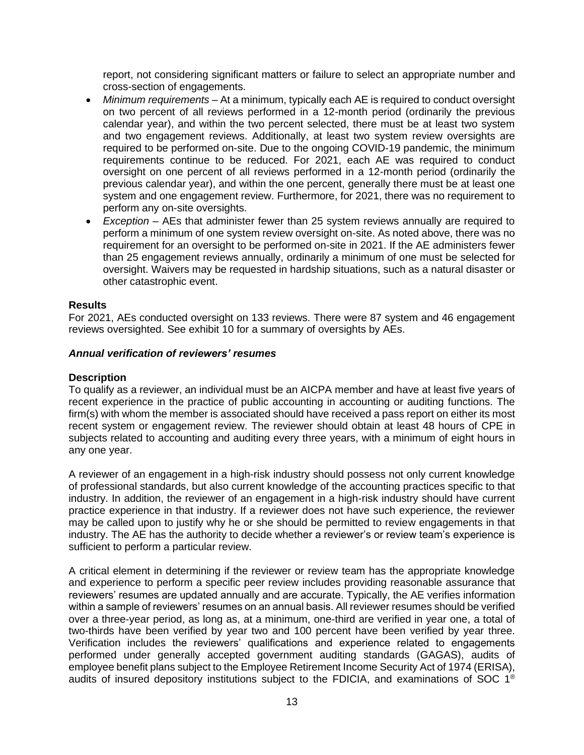report, not considering significant matters or failure to select an appropriate number and cross-section of engagements.

- *Minimum requirements* – At a minimum, typically each AE is required to conduct oversight on two percent of all reviews performed in a 12-month period (ordinarily the previous calendar year), and within the two percent selected, there must be at least two system and two engagement reviews. Additionally, at least two system review oversights are required to be performed on-site. Due to the ongoing COVID-19 pandemic, the minimum requirements continue to be reduced. For 2021, each AE was required to conduct oversight on one percent of all reviews performed in a 12-month period (ordinarily the previous calendar year), and within the one percent, generally there must be at least one system and one engagement review. Furthermore, for 2021, there was no requirement to perform any on-site oversights.
- *Exception* – AEs that administer fewer than 25 system reviews annually are required to perform a minimum of one system review oversight on-site. As noted above, there was no requirement for an oversight to be performed on-site in 2021. If the AE administers fewer than 25 engagement reviews annually, ordinarily a minimum of one must be selected for oversight. Waivers may be requested in hardship situations, such as a natural disaster or other catastrophic event.

**Results**

For 2021, AEs conducted oversight on 133 reviews. There were 87 system and 46 engagement reviews oversighted. See exhibit 10 for a summary of oversights by AEs.

***Annual verification of reviewers' resumes***

**Description**

To qualify as a reviewer, an individual must be an AICPA member and have at least five years of recent experience in the practice of public accounting in accounting or auditing functions. The firm(s) with whom the member is associated should have received a pass report on either its most recent system or engagement review. The reviewer should obtain at least 48 hours of CPE in subjects related to accounting and auditing every three years, with a minimum of eight hours in any one year.

A reviewer of an engagement in a high-risk industry should possess not only current knowledge of professional standards, but also current knowledge of the accounting practices specific to that industry. In addition, the reviewer of an engagement in a high-risk industry should have current practice experience in that industry. If a reviewer does not have such experience, the reviewer may be called upon to justify why he or she should be permitted to review engagements in that industry. The AE has the authority to decide whether a reviewer's or review team's experience is sufficient to perform a particular review.

A critical element in determining if the reviewer or review team has the appropriate knowledge and experience to perform a specific peer review includes providing reasonable assurance that reviewers' resumes are updated annually and are accurate. Typically, the AE verifies information within a sample of reviewers' resumes on an annual basis. All reviewer resumes should be verified over a three-year period, as long as, at a minimum, one-third are verified in year one, a total of two-thirds have been verified by year two and 100 percent have been verified by year three. Verification includes the reviewers' qualifications and experience related to engagements performed under generally accepted government auditing standards (GAGAS), audits of employee benefit plans subject to the Employee Retirement Income Security Act of 1974 (ERISA), audits of insured depository institutions subject to the FDICIA, and examinations of SOC 1®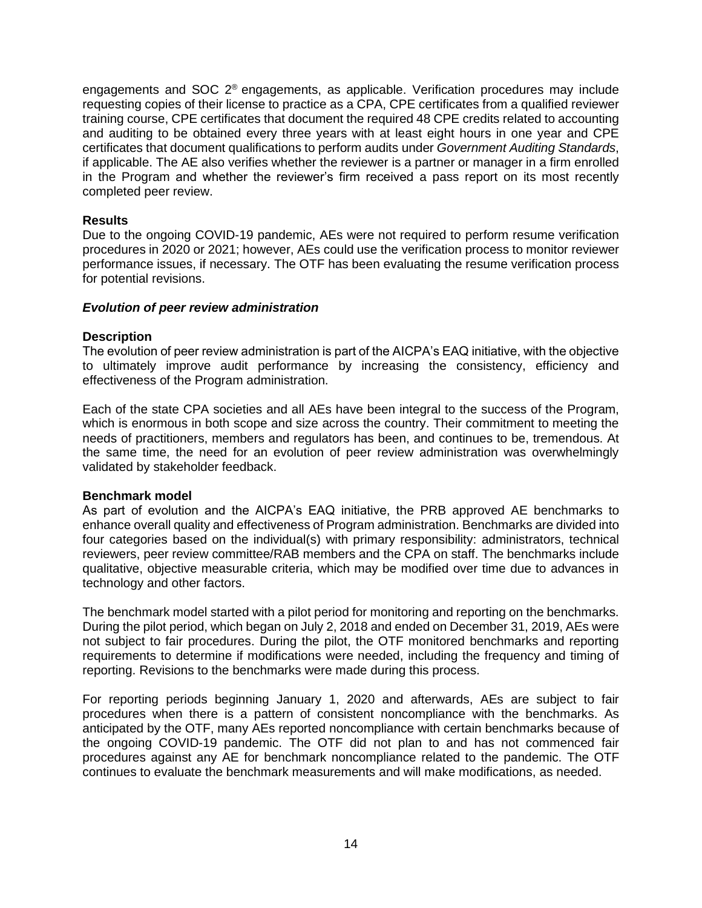engagements and SOC 2® engagements, as applicable. Verification procedures may include requesting copies of their license to practice as a CPA, CPE certificates from a qualified reviewer training course, CPE certificates that document the required 48 CPE credits related to accounting and auditing to be obtained every three years with at least eight hours in one year and CPE certificates that document qualifications to perform audits under *Government Auditing Standards*, if applicable. The AE also verifies whether the reviewer is a partner or manager in a firm enrolled in the Program and whether the reviewer's firm received a pass report on its most recently completed peer review.

**Results**

Due to the ongoing COVID-19 pandemic, AEs were not required to perform resume verification procedures in 2020 or 2021; however, AEs could use the verification process to monitor reviewer performance issues, if necessary. The OTF has been evaluating the resume verification process for potential revisions.

***Evolution of peer review administration***

**Description**

The evolution of peer review administration is part of the AICPA's EAQ initiative, with the objective to ultimately improve audit performance by increasing the consistency, efficiency and effectiveness of the Program administration.

Each of the state CPA societies and all AEs have been integral to the success of the Program, which is enormous in both scope and size across the country. Their commitment to meeting the needs of practitioners, members and regulators has been, and continues to be, tremendous. At the same time, the need for an evolution of peer review administration was overwhelmingly validated by stakeholder feedback.

**Benchmark model**

As part of evolution and the AICPA's EAQ initiative, the PRB approved AE benchmarks to enhance overall quality and effectiveness of Program administration. Benchmarks are divided into four categories based on the individual(s) with primary responsibility: administrators, technical reviewers, peer review committee/RAB members and the CPA on staff. The benchmarks include qualitative, objective measurable criteria, which may be modified over time due to advances in technology and other factors.

The benchmark model started with a pilot period for monitoring and reporting on the benchmarks. During the pilot period, which began on July 2, 2018 and ended on December 31, 2019, AEs were not subject to fair procedures. During the pilot, the OTF monitored benchmarks and reporting requirements to determine if modifications were needed, including the frequency and timing of reporting. Revisions to the benchmarks were made during this process.

For reporting periods beginning January 1, 2020 and afterwards, AEs are subject to fair procedures when there is a pattern of consistent noncompliance with the benchmarks. As anticipated by the OTF, many AEs reported noncompliance with certain benchmarks because of the ongoing COVID-19 pandemic. The OTF did not plan to and has not commenced fair procedures against any AE for benchmark noncompliance related to the pandemic. The OTF continues to evaluate the benchmark measurements and will make modifications, as needed.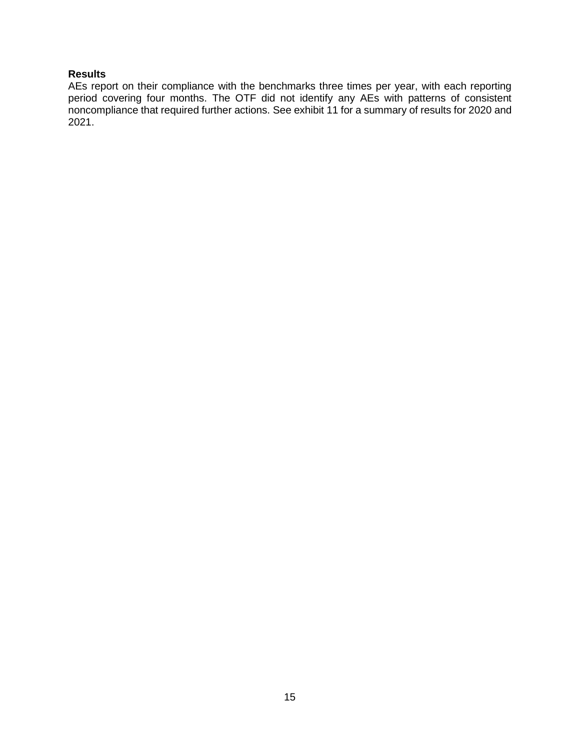**Results**

AEs report on their compliance with the benchmarks three times per year, with each reporting period covering four months. The OTF did not identify any AEs with patterns of consistent noncompliance that required further actions. See exhibit 11 for a summary of results for 2020 and 2021.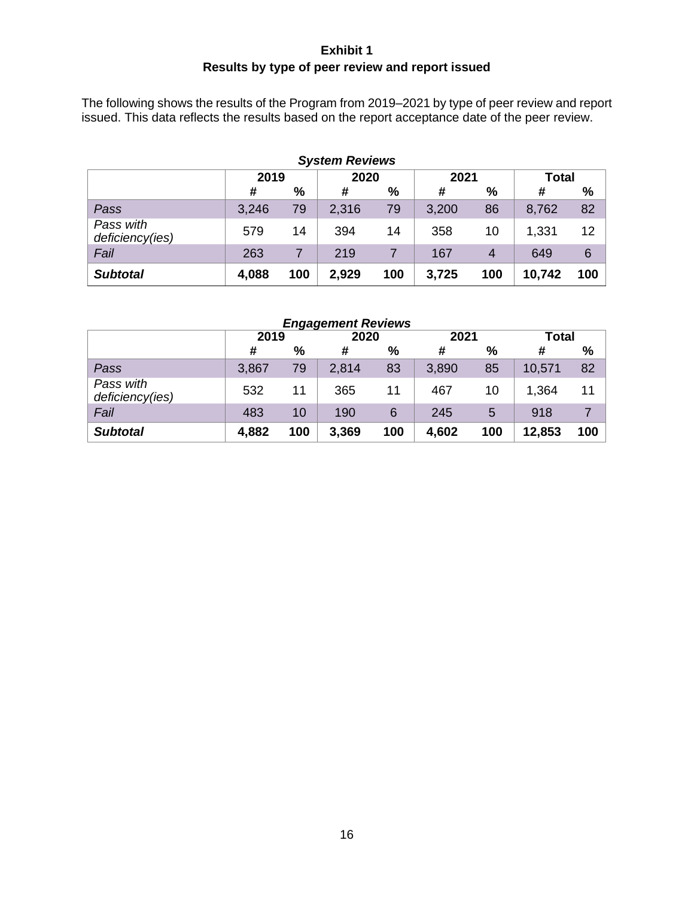## Exhibit 1
## Results by type of peer review and report issued

The following shows the results of the Program from 2019–2021 by type of peer review and report issued. This data reflects the results based on the report acceptance date of the peer review.

***System Reviews***

| | 2019 | | 2020 | | 2021 | | Total | |
|---|---|---|---|---|---|---|---|---|
| | # | % | # | % | # | % | # | % |
| *Pass* | 3,246 | 79 | 2,316 | 79 | 3,200 | 86 | 8,762 | 82 |
| *Pass with deficiency(ies)* | 579 | 14 | 394 | 14 | 358 | 10 | 1,331 | 12 |
| *Fail* | 263 | 7 | 219 | 7 | 167 | 4 | 649 | 6 |
| ***Subtotal*** | **4,088** | **100** | **2,929** | **100** | **3,725** | **100** | **10,742** | **100** |

***Engagement Reviews***

| | 2019 | | 2020 | | 2021 | | Total | |
|---|---|---|---|---|---|---|---|---|
| | # | % | # | % | # | % | # | % |
| *Pass* | 3,867 | 79 | 2,814 | 83 | 3,890 | 85 | 10,571 | 82 |
| *Pass with deficiency(ies)* | 532 | 11 | 365 | 11 | 467 | 10 | 1,364 | 11 |
| *Fail* | 483 | 10 | 190 | 6 | 245 | 5 | 918 | 7 |
| ***Subtotal*** | **4,882** | **100** | **3,369** | **100** | **4,602** | **100** | **12,853** | **100** |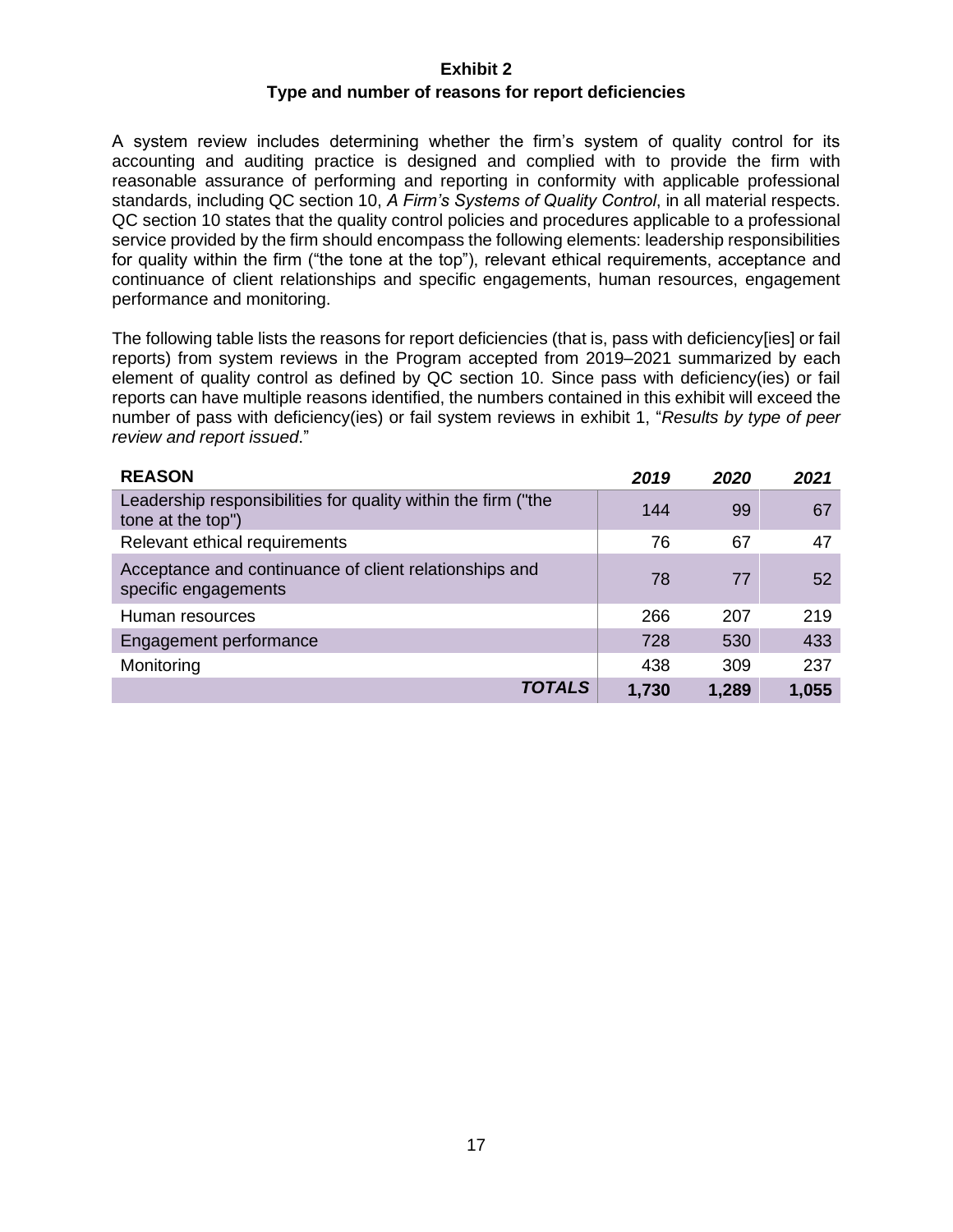# Exhibit 2

## Type and number of reasons for report deficiencies

A system review includes determining whether the firm's system of quality control for its accounting and auditing practice is designed and complied with to provide the firm with reasonable assurance of performing and reporting in conformity with applicable professional standards, including QC section 10, *A Firm's Systems of Quality Control*, in all material respects. QC section 10 states that the quality control policies and procedures applicable to a professional service provided by the firm should encompass the following elements: leadership responsibilities for quality within the firm ("the tone at the top"), relevant ethical requirements, acceptance and continuance of client relationships and specific engagements, human resources, engagement performance and monitoring.

The following table lists the reasons for report deficiencies (that is, pass with deficiency[ies] or fail reports) from system reviews in the Program accepted from 2019–2021 summarized by each element of quality control as defined by QC section 10. Since pass with deficiency(ies) or fail reports can have multiple reasons identified, the numbers contained in this exhibit will exceed the number of pass with deficiency(ies) or fail system reviews in exhibit 1, "*Results by type of peer review and report issued*."

| **REASON** | ***2019*** | ***2020*** | ***2021*** |
|---|---|---|---|
| Leadership responsibilities for quality within the firm ("the tone at the top") | 144 | 99 | 67 |
| Relevant ethical requirements | 76 | 67 | 47 |
| Acceptance and continuance of client relationships and specific engagements | 78 | 77 | 52 |
| Human resources | 266 | 207 | 219 |
| Engagement performance | 728 | 530 | 433 |
| Monitoring | 438 | 309 | 237 |
| ***TOTALS*** | **1,730** | **1,289** | **1,055** |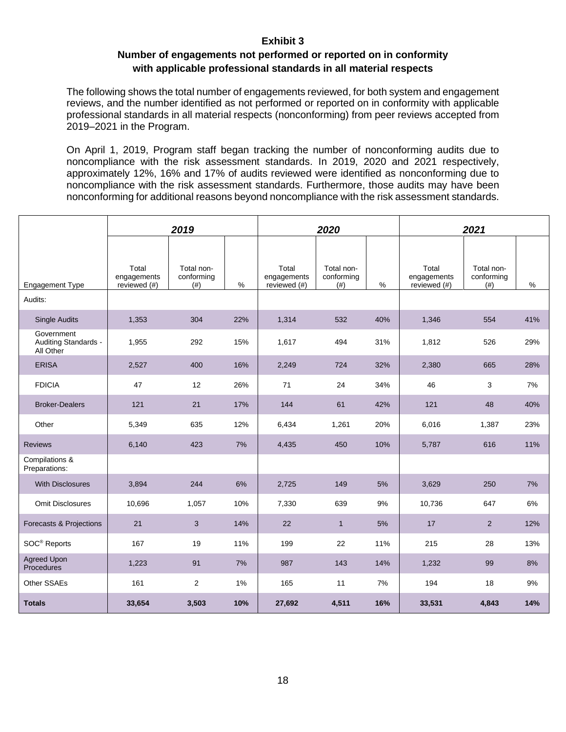**Exhibit 3**

**Number of engagements not performed or reported on in conformity with applicable professional standards in all material respects**

The following shows the total number of engagements reviewed, for both system and engagement reviews, and the number identified as not performed or reported on in conformity with applicable professional standards in all material respects (nonconforming) from peer reviews accepted from 2019–2021 in the Program.

On April 1, 2019, Program staff began tracking the number of nonconforming audits due to noncompliance with the risk assessment standards. In 2019, 2020 and 2021 respectively, approximately 12%, 16% and 17% of audits reviewed were identified as nonconforming due to noncompliance with the risk assessment standards. Furthermore, those audits may have been nonconforming for additional reasons beyond noncompliance with the risk assessment standards.

| | ***2019*** | | | ***2020*** | | | ***2021*** | | |
|---|---|---|---|---|---|---|---|---|---|
| Engagement Type | Total engagements reviewed (#) | Total non-conforming (#) | % | Total engagements reviewed (#) | Total non-conforming (#) | % | Total engagements reviewed (#) | Total non-conforming (#) | % |
| Audits: | | | | | | | | | |
| Single Audits | 1,353 | 304 | 22% | 1,314 | 532 | 40% | 1,346 | 554 | 41% |
| Government Auditing Standards - All Other | 1,955 | 292 | 15% | 1,617 | 494 | 31% | 1,812 | 526 | 29% |
| ERISA | 2,527 | 400 | 16% | 2,249 | 724 | 32% | 2,380 | 665 | 28% |
| FDICIA | 47 | 12 | 26% | 71 | 24 | 34% | 46 | 3 | 7% |
| Broker-Dealers | 121 | 21 | 17% | 144 | 61 | 42% | 121 | 48 | 40% |
| Other | 5,349 | 635 | 12% | 6,434 | 1,261 | 20% | 6,016 | 1,387 | 23% |
| Reviews | 6,140 | 423 | 7% | 4,435 | 450 | 10% | 5,787 | 616 | 11% |
| Compilations & Preparations: | | | | | | | | | |
| With Disclosures | 3,894 | 244 | 6% | 2,725 | 149 | 5% | 3,629 | 250 | 7% |
| Omit Disclosures | 10,696 | 1,057 | 10% | 7,330 | 639 | 9% | 10,736 | 647 | 6% |
| Forecasts & Projections | 21 | 3 | 14% | 22 | 1 | 5% | 17 | 2 | 12% |
| SOC® Reports | 167 | 19 | 11% | 199 | 22 | 11% | 215 | 28 | 13% |
| Agreed Upon Procedures | 1,223 | 91 | 7% | 987 | 143 | 14% | 1,232 | 99 | 8% |
| Other SSAEs | 161 | 2 | 1% | 165 | 11 | 7% | 194 | 18 | 9% |
| **Totals** | **33,654** | **3,503** | **10%** | **27,692** | **4,511** | **16%** | **33,531** | **4,843** | **14%** |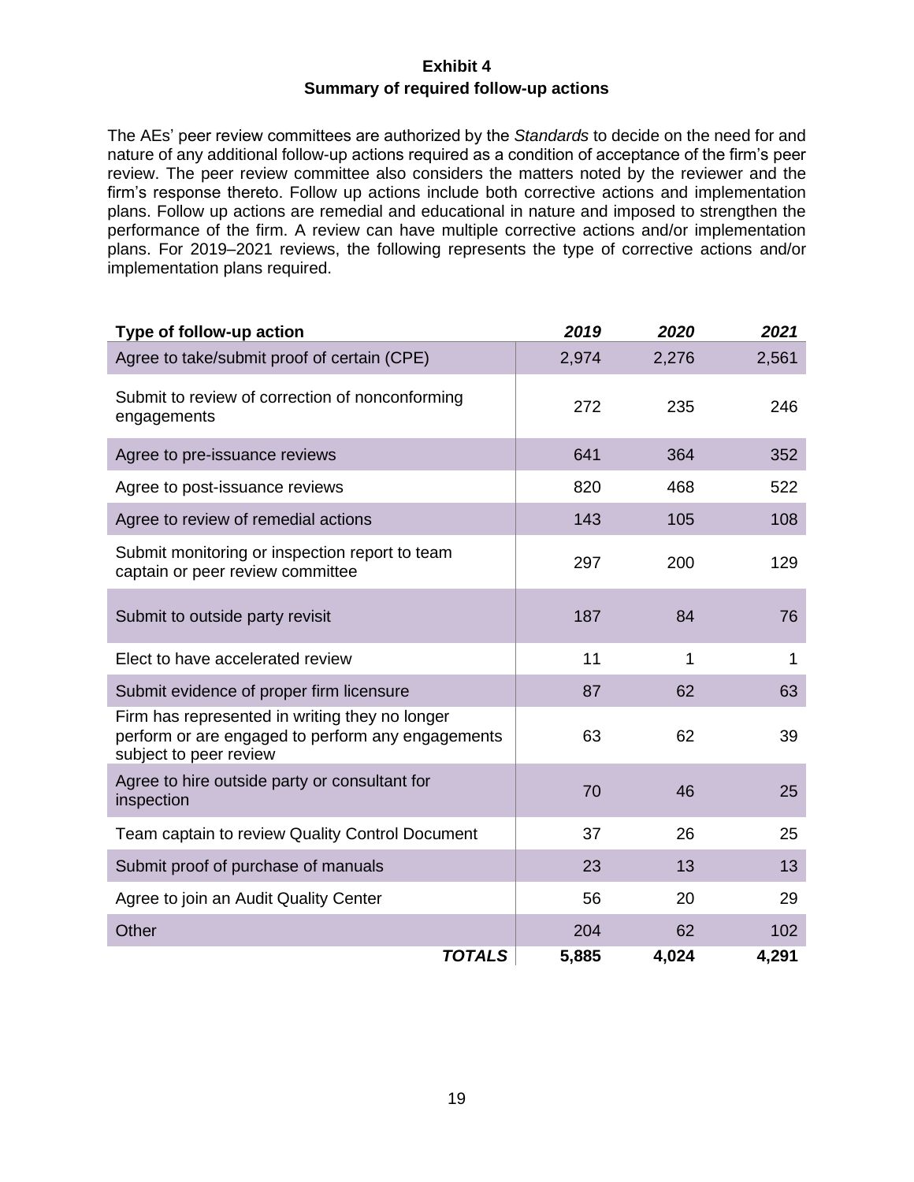## Exhibit 4
## Summary of required follow-up actions

The AEs' peer review committees are authorized by the *Standards* to decide on the need for and nature of any additional follow-up actions required as a condition of acceptance of the firm's peer review. The peer review committee also considers the matters noted by the reviewer and the firm's response thereto. Follow up actions include both corrective actions and implementation plans. Follow up actions are remedial and educational in nature and imposed to strengthen the performance of the firm. A review can have multiple corrective actions and/or implementation plans. For 2019–2021 reviews, the following represents the type of corrective actions and/or implementation plans required.

| Type of follow-up action | *2019* | *2020* | *2021* |
|---|---|---|---|
| Agree to take/submit proof of certain (CPE) | 2,974 | 2,276 | 2,561 |
| Submit to review of correction of nonconforming engagements | 272 | 235 | 246 |
| Agree to pre-issuance reviews | 641 | 364 | 352 |
| Agree to post-issuance reviews | 820 | 468 | 522 |
| Agree to review of remedial actions | 143 | 105 | 108 |
| Submit monitoring or inspection report to team captain or peer review committee | 297 | 200 | 129 |
| Submit to outside party revisit | 187 | 84 | 76 |
| Elect to have accelerated review | 11 | 1 | 1 |
| Submit evidence of proper firm licensure | 87 | 62 | 63 |
| Firm has represented in writing they no longer perform or are engaged to perform any engagements subject to peer review | 63 | 62 | 39 |
| Agree to hire outside party or consultant for inspection | 70 | 46 | 25 |
| Team captain to review Quality Control Document | 37 | 26 | 25 |
| Submit proof of purchase of manuals | 23 | 13 | 13 |
| Agree to join an Audit Quality Center | 56 | 20 | 29 |
| Other | 204 | 62 | 102 |
| ***TOTALS*** | **5,885** | **4,024** | **4,291** |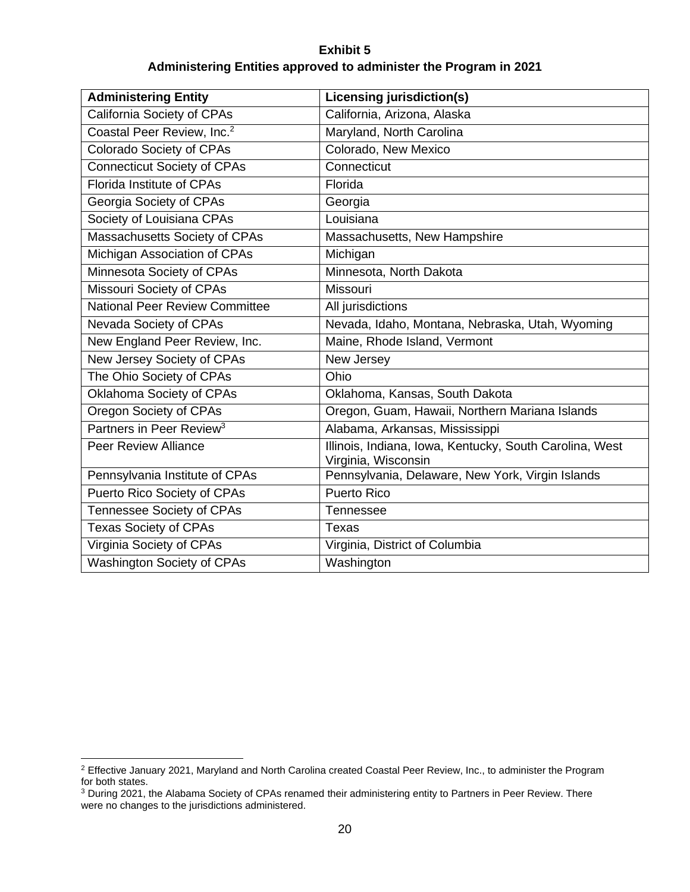**Exhibit 5**

**Administering Entities approved to administer the Program in 2021**

| Administering Entity | Licensing jurisdiction(s) |
|---|---|
| California Society of CPAs | California, Arizona, Alaska |
| Coastal Peer Review, Inc.[2] | Maryland, North Carolina |
| Colorado Society of CPAs | Colorado, New Mexico |
| Connecticut Society of CPAs | Connecticut |
| Florida Institute of CPAs | Florida |
| Georgia Society of CPAs | Georgia |
| Society of Louisiana CPAs | Louisiana |
| Massachusetts Society of CPAs | Massachusetts, New Hampshire |
| Michigan Association of CPAs | Michigan |
| Minnesota Society of CPAs | Minnesota, North Dakota |
| Missouri Society of CPAs | Missouri |
| National Peer Review Committee | All jurisdictions |
| Nevada Society of CPAs | Nevada, Idaho, Montana, Nebraska, Utah, Wyoming |
| New England Peer Review, Inc. | Maine, Rhode Island, Vermont |
| New Jersey Society of CPAs | New Jersey |
| The Ohio Society of CPAs | Ohio |
| Oklahoma Society of CPAs | Oklahoma, Kansas, South Dakota |
| Oregon Society of CPAs | Oregon, Guam, Hawaii, Northern Mariana Islands |
| Partners in Peer Review[3] | Alabama, Arkansas, Mississippi |
| Peer Review Alliance | Illinois, Indiana, Iowa, Kentucky, South Carolina, West Virginia, Wisconsin |
| Pennsylvania Institute of CPAs | Pennsylvania, Delaware, New York, Virgin Islands |
| Puerto Rico Society of CPAs | Puerto Rico |
| Tennessee Society of CPAs | Tennessee |
| Texas Society of CPAs | Texas |
| Virginia Society of CPAs | Virginia, District of Columbia |
| Washington Society of CPAs | Washington |

[2] Effective January 2021, Maryland and North Carolina created Coastal Peer Review, Inc., to administer the Program for both states.

[3] During 2021, the Alabama Society of CPAs renamed their administering entity to Partners in Peer Review. There were no changes to the jurisdictions administered.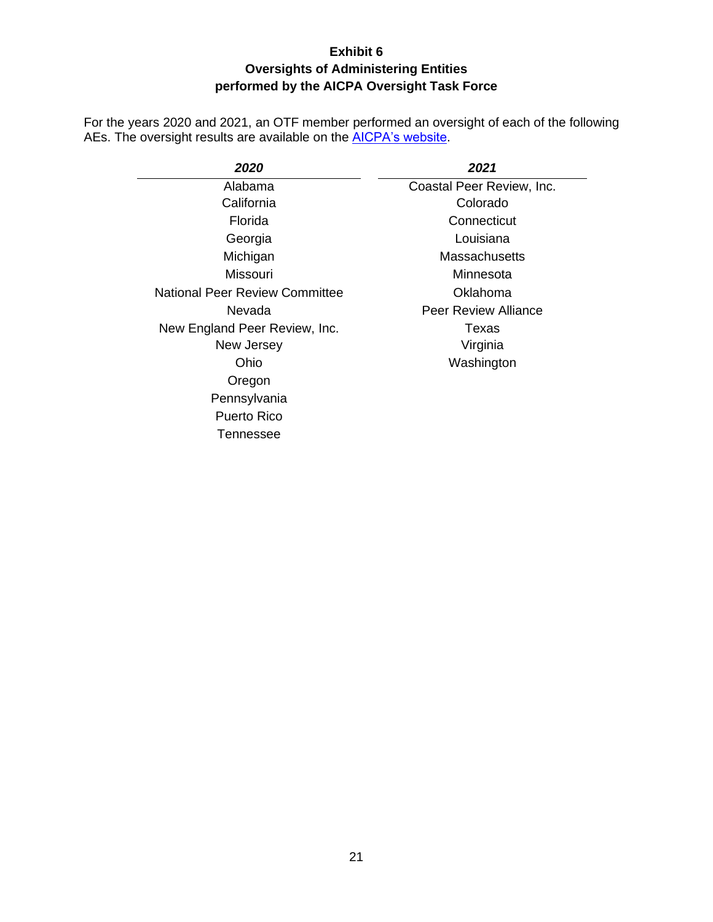# Exhibit 6
## Oversights of Administering Entities performed by the AICPA Oversight Task Force

For the years 2020 and 2021, an OTF member performed an oversight of each of the following AEs. The oversight results are available on the [AICPA's website](AICPA's website).

| ***2020*** | ***2021*** |
| --- | --- |
| Alabama | Coastal Peer Review, Inc. |
| California | Colorado |
| Florida | Connecticut |
| Georgia | Louisiana |
| Michigan | Massachusetts |
| Missouri | Minnesota |
| National Peer Review Committee | Oklahoma |
| Nevada | Peer Review Alliance |
| New England Peer Review, Inc. | Texas |
| New Jersey | Virginia |
| Ohio | Washington |
| Oregon | |
| Pennsylvania | |
| Puerto Rico | |
| Tennessee | |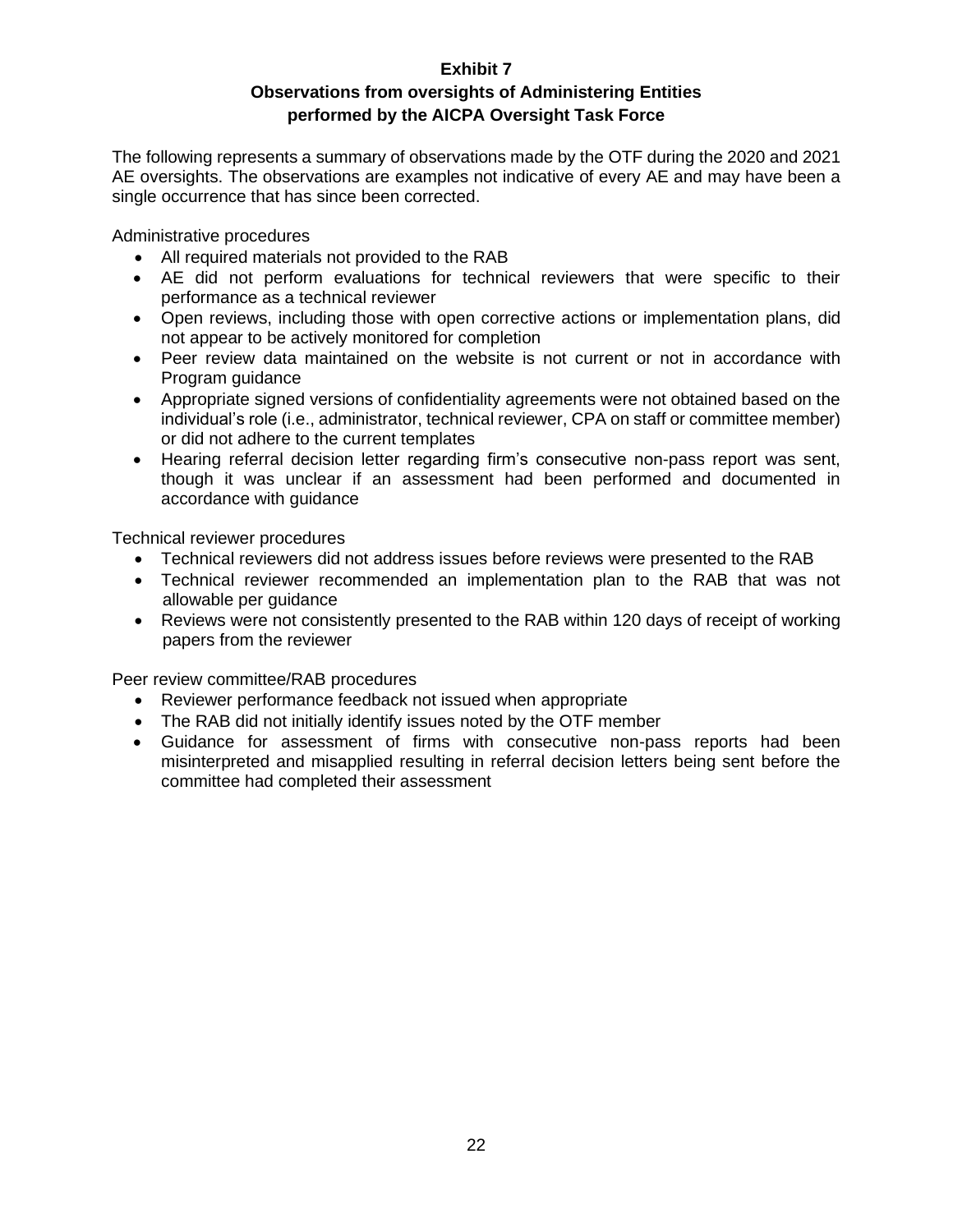# Exhibit 7

## Observations from oversights of Administering Entities performed by the AICPA Oversight Task Force

The following represents a summary of observations made by the OTF during the 2020 and 2021 AE oversights. The observations are examples not indicative of every AE and may have been a single occurrence that has since been corrected.

Administrative procedures

- All required materials not provided to the RAB
- AE did not perform evaluations for technical reviewers that were specific to their performance as a technical reviewer
- Open reviews, including those with open corrective actions or implementation plans, did not appear to be actively monitored for completion
- Peer review data maintained on the website is not current or not in accordance with Program guidance
- Appropriate signed versions of confidentiality agreements were not obtained based on the individual's role (i.e., administrator, technical reviewer, CPA on staff or committee member) or did not adhere to the current templates
- Hearing referral decision letter regarding firm's consecutive non-pass report was sent, though it was unclear if an assessment had been performed and documented in accordance with guidance

Technical reviewer procedures

- Technical reviewers did not address issues before reviews were presented to the RAB
- Technical reviewer recommended an implementation plan to the RAB that was not allowable per guidance
- Reviews were not consistently presented to the RAB within 120 days of receipt of working papers from the reviewer

Peer review committee/RAB procedures

- Reviewer performance feedback not issued when appropriate
- The RAB did not initially identify issues noted by the OTF member
- Guidance for assessment of firms with consecutive non-pass reports had been misinterpreted and misapplied resulting in referral decision letters being sent before the committee had completed their assessment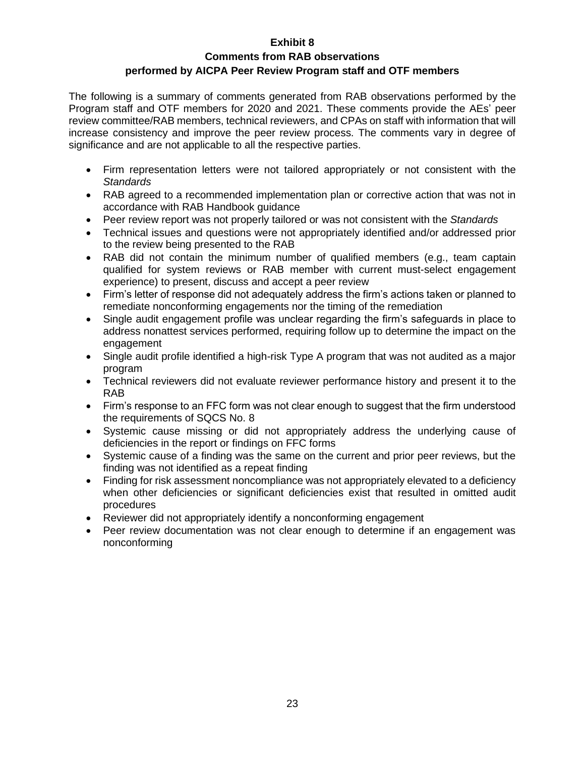# Exhibit 8

## Comments from RAB observations performed by AICPA Peer Review Program staff and OTF members

The following is a summary of comments generated from RAB observations performed by the Program staff and OTF members for 2020 and 2021. These comments provide the AEs' peer review committee/RAB members, technical reviewers, and CPAs on staff with information that will increase consistency and improve the peer review process. The comments vary in degree of significance and are not applicable to all the respective parties.

- Firm representation letters were not tailored appropriately or not consistent with the *Standards*
- RAB agreed to a recommended implementation plan or corrective action that was not in accordance with RAB Handbook guidance
- Peer review report was not properly tailored or was not consistent with the *Standards*
- Technical issues and questions were not appropriately identified and/or addressed prior to the review being presented to the RAB
- RAB did not contain the minimum number of qualified members (e.g., team captain qualified for system reviews or RAB member with current must-select engagement experience) to present, discuss and accept a peer review
- Firm's letter of response did not adequately address the firm's actions taken or planned to remediate nonconforming engagements nor the timing of the remediation
- Single audit engagement profile was unclear regarding the firm's safeguards in place to address nonattest services performed, requiring follow up to determine the impact on the engagement
- Single audit profile identified a high-risk Type A program that was not audited as a major program
- Technical reviewers did not evaluate reviewer performance history and present it to the RAB
- Firm's response to an FFC form was not clear enough to suggest that the firm understood the requirements of SQCS No. 8
- Systemic cause missing or did not appropriately address the underlying cause of deficiencies in the report or findings on FFC forms
- Systemic cause of a finding was the same on the current and prior peer reviews, but the finding was not identified as a repeat finding
- Finding for risk assessment noncompliance was not appropriately elevated to a deficiency when other deficiencies or significant deficiencies exist that resulted in omitted audit procedures
- Reviewer did not appropriately identify a nonconforming engagement
- Peer review documentation was not clear enough to determine if an engagement was nonconforming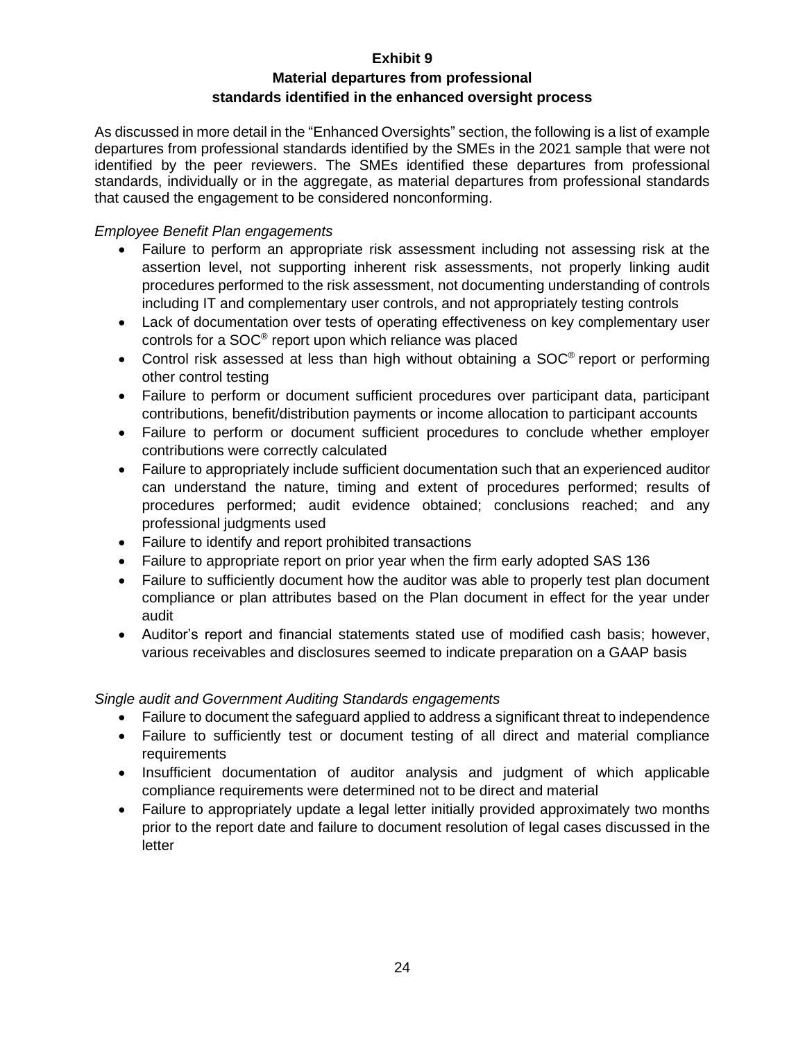## Exhibit 9

### Material departures from professional standards identified in the enhanced oversight process

As discussed in more detail in the "Enhanced Oversights" section, the following is a list of example departures from professional standards identified by the SMEs in the 2021 sample that were not identified by the peer reviewers. The SMEs identified these departures from professional standards, individually or in the aggregate, as material departures from professional standards that caused the engagement to be considered nonconforming.

*Employee Benefit Plan engagements*

- Failure to perform an appropriate risk assessment including not assessing risk at the assertion level, not supporting inherent risk assessments, not properly linking audit procedures performed to the risk assessment, not documenting understanding of controls including IT and complementary user controls, and not appropriately testing controls
- Lack of documentation over tests of operating effectiveness on key complementary user controls for a SOC® report upon which reliance was placed
- Control risk assessed at less than high without obtaining a SOC® report or performing other control testing
- Failure to perform or document sufficient procedures over participant data, participant contributions, benefit/distribution payments or income allocation to participant accounts
- Failure to perform or document sufficient procedures to conclude whether employer contributions were correctly calculated
- Failure to appropriately include sufficient documentation such that an experienced auditor can understand the nature, timing and extent of procedures performed; results of procedures performed; audit evidence obtained; conclusions reached; and any professional judgments used
- Failure to identify and report prohibited transactions
- Failure to appropriate report on prior year when the firm early adopted SAS 136
- Failure to sufficiently document how the auditor was able to properly test plan document compliance or plan attributes based on the Plan document in effect for the year under audit
- Auditor's report and financial statements stated use of modified cash basis; however, various receivables and disclosures seemed to indicate preparation on a GAAP basis

*Single audit and Government Auditing Standards engagements*

- Failure to document the safeguard applied to address a significant threat to independence
- Failure to sufficiently test or document testing of all direct and material compliance requirements
- Insufficient documentation of auditor analysis and judgment of which applicable compliance requirements were determined not to be direct and material
- Failure to appropriately update a legal letter initially provided approximately two months prior to the report date and failure to document resolution of legal cases discussed in the letter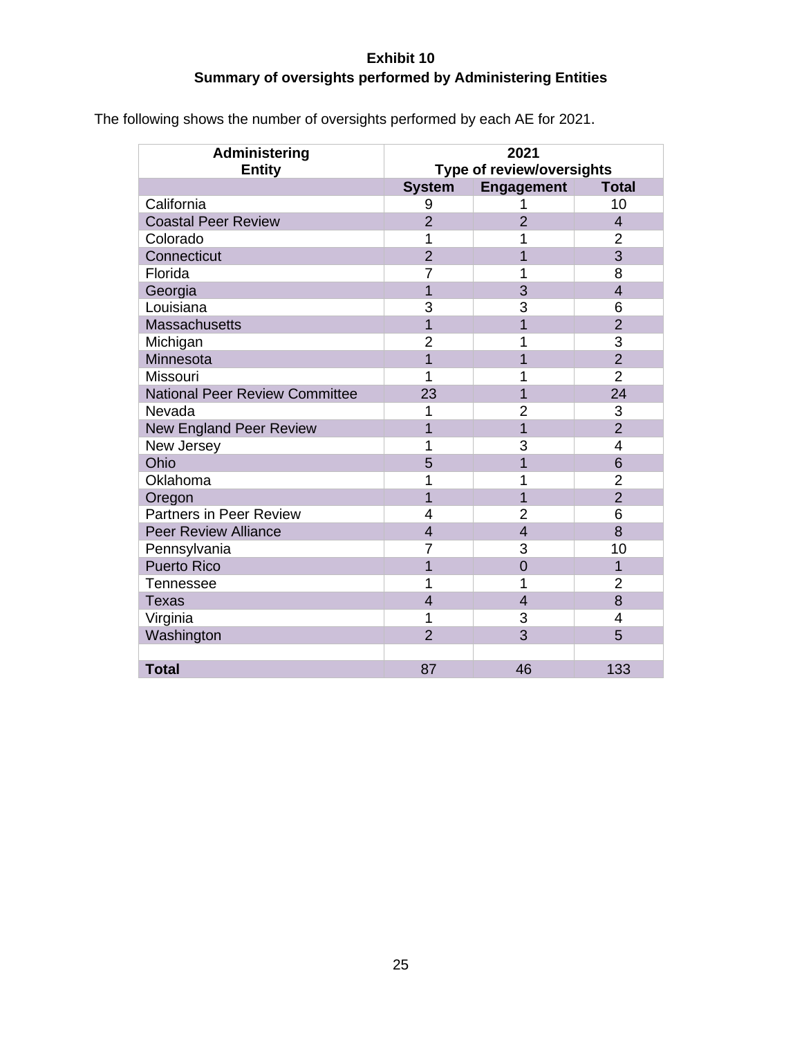**Exhibit 10**
**Summary of oversights performed by Administering Entities**

The following shows the number of oversights performed by each AE for 2021.

| Administering Entity | 2021 Type of review/oversights | | |
|---|---|---|---|
| | **System** | **Engagement** | **Total** |
| California | 9 | 1 | 10 |
| Coastal Peer Review | 2 | 2 | 4 |
| Colorado | 1 | 1 | 2 |
| Connecticut | 2 | 1 | 3 |
| Florida | 7 | 1 | 8 |
| Georgia | 1 | 3 | 4 |
| Louisiana | 3 | 3 | 6 |
| Massachusetts | 1 | 1 | 2 |
| Michigan | 2 | 1 | 3 |
| Minnesota | 1 | 1 | 2 |
| Missouri | 1 | 1 | 2 |
| National Peer Review Committee | 23 | 1 | 24 |
| Nevada | 1 | 2 | 3 |
| New England Peer Review | 1 | 1 | 2 |
| New Jersey | 1 | 3 | 4 |
| Ohio | 5 | 1 | 6 |
| Oklahoma | 1 | 1 | 2 |
| Oregon | 1 | 1 | 2 |
| Partners in Peer Review | 4 | 2 | 6 |
| Peer Review Alliance | 4 | 4 | 8 |
| Pennsylvania | 7 | 3 | 10 |
| Puerto Rico | 1 | 0 | 1 |
| Tennessee | 1 | 1 | 2 |
| Texas | 4 | 4 | 8 |
| Virginia | 1 | 3 | 4 |
| Washington | 2 | 3 | 5 |
| | | | |
| **Total** | 87 | 46 | 133 |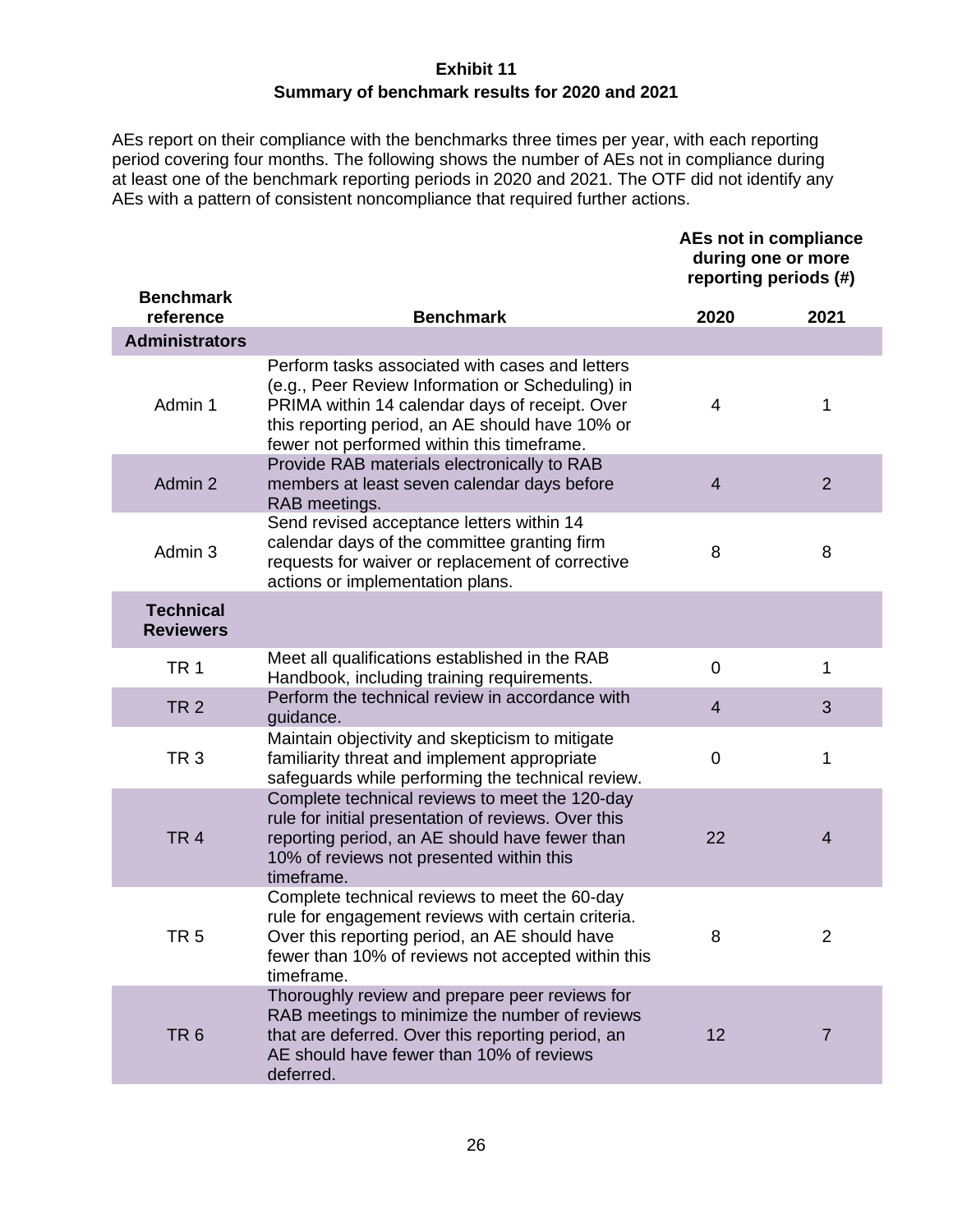**Exhibit 11**

**Summary of benchmark results for 2020 and 2021**

AEs report on their compliance with the benchmarks three times per year, with each reporting period covering four months. The following shows the number of AEs not in compliance during at least one of the benchmark reporting periods in 2020 and 2021. The OTF did not identify any AEs with a pattern of consistent noncompliance that required further actions.

| | | **AEs not in compliance during one or more reporting periods (#)** | |
|---|---|---|---|
| **Benchmark reference** | **Benchmark** | **2020** | **2021** |
| **Administrators** | | | |
| Admin 1 | Perform tasks associated with cases and letters (e.g., Peer Review Information or Scheduling) in PRIMA within 14 calendar days of receipt. Over this reporting period, an AE should have 10% or fewer not performed within this timeframe. | 4 | 1 |
| Admin 2 | Provide RAB materials electronically to RAB members at least seven calendar days before RAB meetings. | 4 | 2 |
| Admin 3 | Send revised acceptance letters within 14 calendar days of the committee granting firm requests for waiver or replacement of corrective actions or implementation plans. | 8 | 8 |
| **Technical Reviewers** | | | |
| TR 1 | Meet all qualifications established in the RAB Handbook, including training requirements. | 0 | 1 |
| TR 2 | Perform the technical review in accordance with guidance. | 4 | 3 |
| TR 3 | Maintain objectivity and skepticism to mitigate familiarity threat and implement appropriate safeguards while performing the technical review. | 0 | 1 |
| TR 4 | Complete technical reviews to meet the 120-day rule for initial presentation of reviews. Over this reporting period, an AE should have fewer than 10% of reviews not presented within this timeframe. | 22 | 4 |
| TR 5 | Complete technical reviews to meet the 60-day rule for engagement reviews with certain criteria. Over this reporting period, an AE should have fewer than 10% of reviews not accepted within this timeframe. | 8 | 2 |
| TR 6 | Thoroughly review and prepare peer reviews for RAB meetings to minimize the number of reviews that are deferred. Over this reporting period, an AE should have fewer than 10% of reviews deferred. | 12 | 7 |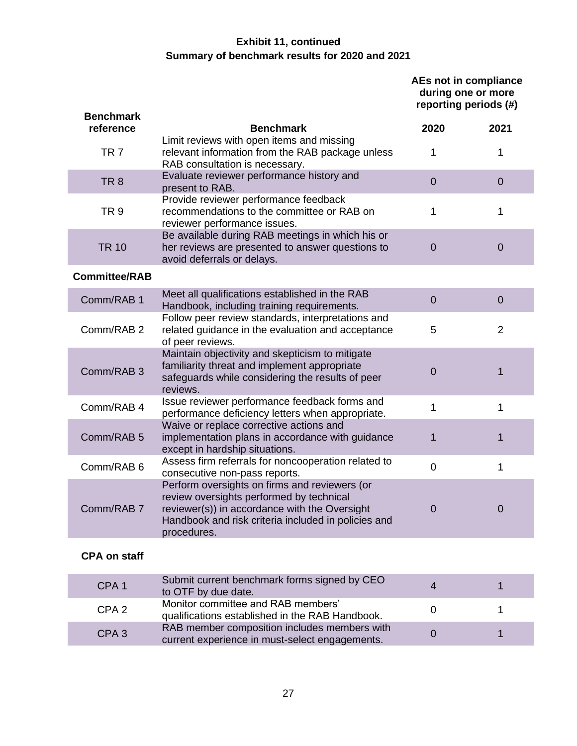**Exhibit 11, continued**
**Summary of benchmark results for 2020 and 2021**

| Benchmark reference | Benchmark | AEs not in compliance during one or more reporting periods (#) | |
|---|---|---|---|
| | | 2020 | 2021 |
| TR 7 | Limit reviews with open items and missing relevant information from the RAB package unless RAB consultation is necessary. | 1 | 1 |
| TR 8 | Evaluate reviewer performance history and present to RAB. | 0 | 0 |
| TR 9 | Provide reviewer performance feedback recommendations to the committee or RAB on reviewer performance issues. | 1 | 1 |
| TR 10 | Be available during RAB meetings in which his or her reviews are presented to answer questions to avoid deferrals or delays. | 0 | 0 |
| **Committee/RAB** | | | |
| Comm/RAB 1 | Meet all qualifications established in the RAB Handbook, including training requirements. | 0 | 0 |
| Comm/RAB 2 | Follow peer review standards, interpretations and related guidance in the evaluation and acceptance of peer reviews. | 5 | 2 |
| Comm/RAB 3 | Maintain objectivity and skepticism to mitigate familiarity threat and implement appropriate safeguards while considering the results of peer reviews. | 0 | 1 |
| Comm/RAB 4 | Issue reviewer performance feedback forms and performance deficiency letters when appropriate. | 1 | 1 |
| Comm/RAB 5 | Waive or replace corrective actions and implementation plans in accordance with guidance except in hardship situations. | 1 | 1 |
| Comm/RAB 6 | Assess firm referrals for noncooperation related to consecutive non-pass reports. | 0 | 1 |
| Comm/RAB 7 | Perform oversights on firms and reviewers (or review oversights performed by technical reviewer(s)) in accordance with the Oversight Handbook and risk criteria included in policies and procedures. | 0 | 0 |
| **CPA on staff** | | | |
| CPA 1 | Submit current benchmark forms signed by CEO to OTF by due date. | 4 | 1 |
| CPA 2 | Monitor committee and RAB members' qualifications established in the RAB Handbook. | 0 | 1 |
| CPA 3 | RAB member composition includes members with current experience in must-select engagements. | 0 | 1 |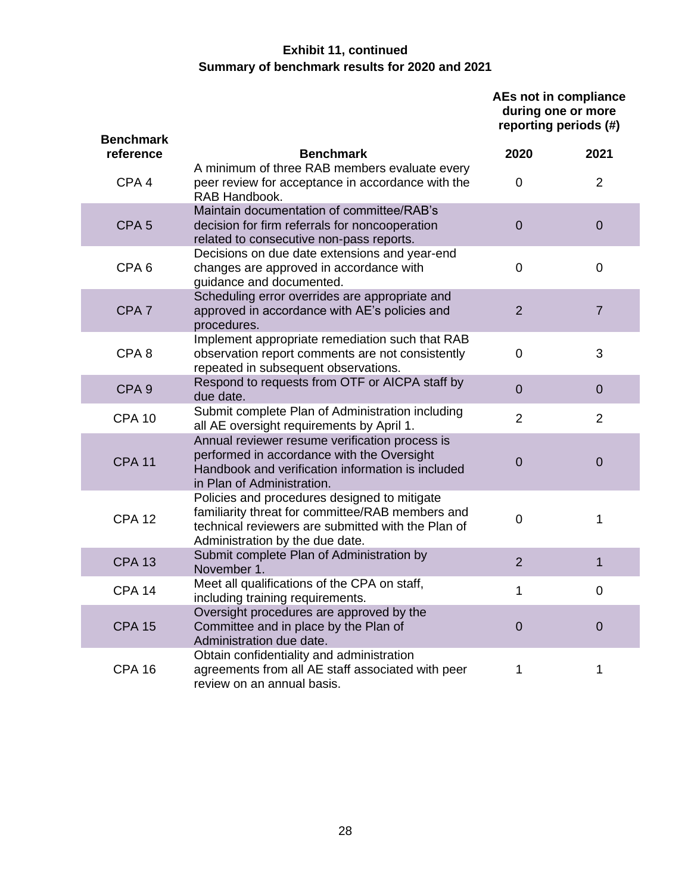**Exhibit 11, continued**
**Summary of benchmark results for 2020 and 2021**

| Benchmark reference | Benchmark | AEs not in compliance during one or more reporting periods (#) | |
|---|---|---|---|
| | | 2020 | 2021 |
| CPA 4 | A minimum of three RAB members evaluate every peer review for acceptance in accordance with the RAB Handbook. | 0 | 2 |
| CPA 5 | Maintain documentation of committee/RAB's decision for firm referrals for noncooperation related to consecutive non-pass reports. | 0 | 0 |
| CPA 6 | Decisions on due date extensions and year-end changes are approved in accordance with guidance and documented. | 0 | 0 |
| CPA 7 | Scheduling error overrides are appropriate and approved in accordance with AE's policies and procedures. | 2 | 7 |
| CPA 8 | Implement appropriate remediation such that RAB observation report comments are not consistently repeated in subsequent observations. | 0 | 3 |
| CPA 9 | Respond to requests from OTF or AICPA staff by due date. | 0 | 0 |
| CPA 10 | Submit complete Plan of Administration including all AE oversight requirements by April 1. | 2 | 2 |
| CPA 11 | Annual reviewer resume verification process is performed in accordance with the Oversight Handbook and verification information is included in Plan of Administration. | 0 | 0 |
| CPA 12 | Policies and procedures designed to mitigate familiarity threat for committee/RAB members and technical reviewers are submitted with the Plan of Administration by the due date. | 0 | 1 |
| CPA 13 | Submit complete Plan of Administration by November 1. | 2 | 1 |
| CPA 14 | Meet all qualifications of the CPA on staff, including training requirements. | 1 | 0 |
| CPA 15 | Oversight procedures are approved by the Committee and in place by the Plan of Administration due date. | 0 | 0 |
| CPA 16 | Obtain confidentiality and administration agreements from all AE staff associated with peer review on an annual basis. | 1 | 1 |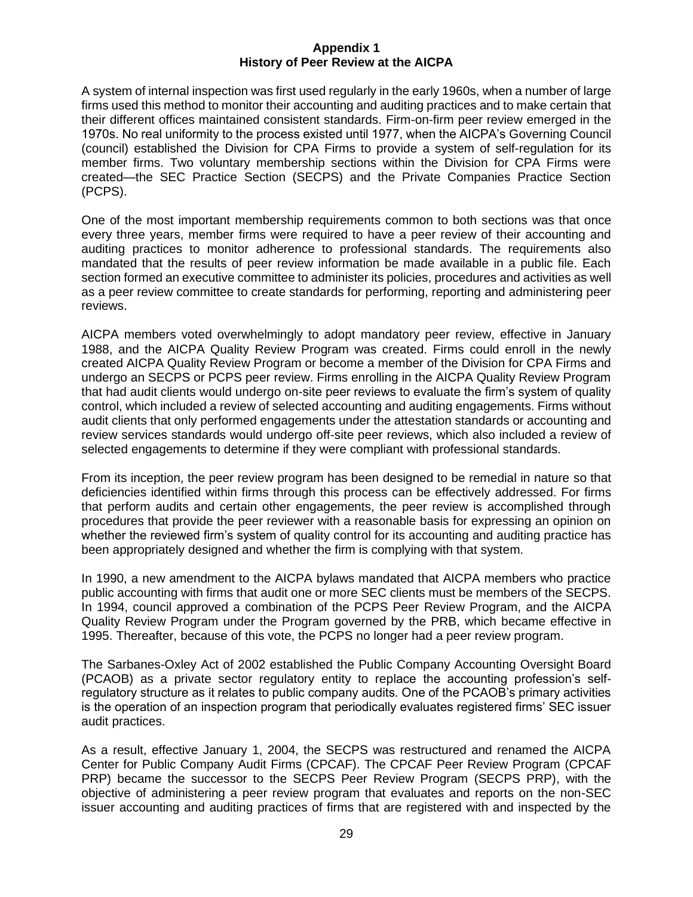## Appendix 1
## History of Peer Review at the AICPA

A system of internal inspection was first used regularly in the early 1960s, when a number of large firms used this method to monitor their accounting and auditing practices and to make certain that their different offices maintained consistent standards. Firm-on-firm peer review emerged in the 1970s. No real uniformity to the process existed until 1977, when the AICPA's Governing Council (council) established the Division for CPA Firms to provide a system of self-regulation for its member firms. Two voluntary membership sections within the Division for CPA Firms were created—the SEC Practice Section (SECPS) and the Private Companies Practice Section (PCPS).

One of the most important membership requirements common to both sections was that once every three years, member firms were required to have a peer review of their accounting and auditing practices to monitor adherence to professional standards. The requirements also mandated that the results of peer review information be made available in a public file. Each section formed an executive committee to administer its policies, procedures and activities as well as a peer review committee to create standards for performing, reporting and administering peer reviews.

AICPA members voted overwhelmingly to adopt mandatory peer review, effective in January 1988, and the AICPA Quality Review Program was created. Firms could enroll in the newly created AICPA Quality Review Program or become a member of the Division for CPA Firms and undergo an SECPS or PCPS peer review. Firms enrolling in the AICPA Quality Review Program that had audit clients would undergo on-site peer reviews to evaluate the firm's system of quality control, which included a review of selected accounting and auditing engagements. Firms without audit clients that only performed engagements under the attestation standards or accounting and review services standards would undergo off-site peer reviews, which also included a review of selected engagements to determine if they were compliant with professional standards.

From its inception, the peer review program has been designed to be remedial in nature so that deficiencies identified within firms through this process can be effectively addressed. For firms that perform audits and certain other engagements, the peer review is accomplished through procedures that provide the peer reviewer with a reasonable basis for expressing an opinion on whether the reviewed firm's system of quality control for its accounting and auditing practice has been appropriately designed and whether the firm is complying with that system.

In 1990, a new amendment to the AICPA bylaws mandated that AICPA members who practice public accounting with firms that audit one or more SEC clients must be members of the SECPS. In 1994, council approved a combination of the PCPS Peer Review Program, and the AICPA Quality Review Program under the Program governed by the PRB, which became effective in 1995. Thereafter, because of this vote, the PCPS no longer had a peer review program.

The Sarbanes-Oxley Act of 2002 established the Public Company Accounting Oversight Board (PCAOB) as a private sector regulatory entity to replace the accounting profession's self-regulatory structure as it relates to public company audits. One of the PCAOB's primary activities is the operation of an inspection program that periodically evaluates registered firms' SEC issuer audit practices.

As a result, effective January 1, 2004, the SECPS was restructured and renamed the AICPA Center for Public Company Audit Firms (CPCAF). The CPCAF Peer Review Program (CPCAF PRP) became the successor to the SECPS Peer Review Program (SECPS PRP), with the objective of administering a peer review program that evaluates and reports on the non-SEC issuer accounting and auditing practices of firms that are registered with and inspected by the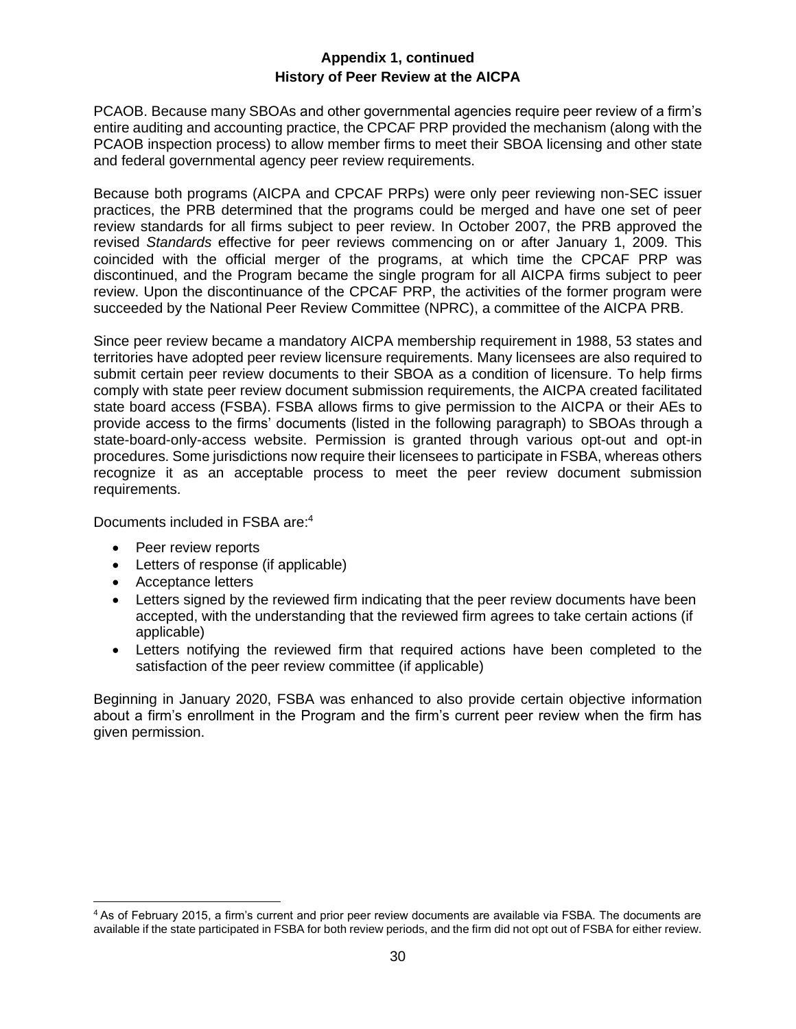**Appendix 1, continued**
**History of Peer Review at the AICPA**

PCAOB. Because many SBOAs and other governmental agencies require peer review of a firm's entire auditing and accounting practice, the CPCAF PRP provided the mechanism (along with the PCAOB inspection process) to allow member firms to meet their SBOA licensing and other state and federal governmental agency peer review requirements.

Because both programs (AICPA and CPCAF PRPs) were only peer reviewing non-SEC issuer practices, the PRB determined that the programs could be merged and have one set of peer review standards for all firms subject to peer review. In October 2007, the PRB approved the revised *Standards* effective for peer reviews commencing on or after January 1, 2009. This coincided with the official merger of the programs, at which time the CPCAF PRP was discontinued, and the Program became the single program for all AICPA firms subject to peer review. Upon the discontinuance of the CPCAF PRP, the activities of the former program were succeeded by the National Peer Review Committee (NPRC), a committee of the AICPA PRB.

Since peer review became a mandatory AICPA membership requirement in 1988, 53 states and territories have adopted peer review licensure requirements. Many licensees are also required to submit certain peer review documents to their SBOA as a condition of licensure. To help firms comply with state peer review document submission requirements, the AICPA created facilitated state board access (FSBA). FSBA allows firms to give permission to the AICPA or their AEs to provide access to the firms' documents (listed in the following paragraph) to SBOAs through a state-board-only-access website. Permission is granted through various opt-out and opt-in procedures. Some jurisdictions now require their licensees to participate in FSBA, whereas others recognize it as an acceptable process to meet the peer review document submission requirements.

Documents included in FSBA are:[4]

- Peer review reports
- Letters of response (if applicable)
- Acceptance letters
- Letters signed by the reviewed firm indicating that the peer review documents have been accepted, with the understanding that the reviewed firm agrees to take certain actions (if applicable)
- Letters notifying the reviewed firm that required actions have been completed to the satisfaction of the peer review committee (if applicable)

Beginning in January 2020, FSBA was enhanced to also provide certain objective information about a firm's enrollment in the Program and the firm's current peer review when the firm has given permission.

[4] As of February 2015, a firm's current and prior peer review documents are available via FSBA. The documents are available if the state participated in FSBA for both review periods, and the firm did not opt out of FSBA for either review.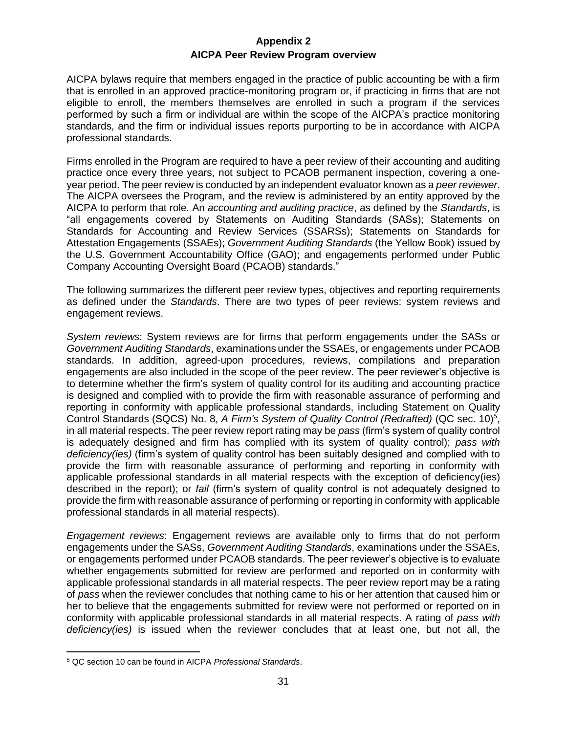# Appendix 2
## AICPA Peer Review Program overview

AICPA bylaws require that members engaged in the practice of public accounting be with a firm that is enrolled in an approved practice-monitoring program or, if practicing in firms that are not eligible to enroll, the members themselves are enrolled in such a program if the services performed by such a firm or individual are within the scope of the AICPA's practice monitoring standards, and the firm or individual issues reports purporting to be in accordance with AICPA professional standards.

Firms enrolled in the Program are required to have a peer review of their accounting and auditing practice once every three years, not subject to PCAOB permanent inspection, covering a one-year period. The peer review is conducted by an independent evaluator known as a *peer reviewer*. The AICPA oversees the Program, and the review is administered by an entity approved by the AICPA to perform that role. An *accounting and auditing practice*, as defined by the *Standards*, is "all engagements covered by Statements on Auditing Standards (SASs); Statements on Standards for Accounting and Review Services (SSARSs); Statements on Standards for Attestation Engagements (SSAEs); *Government Auditing Standards* (the Yellow Book) issued by the U.S. Government Accountability Office (GAO); and engagements performed under Public Company Accounting Oversight Board (PCAOB) standards."

The following summarizes the different peer review types, objectives and reporting requirements as defined under the *Standards*. There are two types of peer reviews: system reviews and engagement reviews.

*System reviews*: System reviews are for firms that perform engagements under the SASs or *Government Auditing Standards*, examinations under the SSAEs, or engagements under PCAOB standards. In addition, agreed-upon procedures, reviews, compilations and preparation engagements are also included in the scope of the peer review. The peer reviewer's objective is to determine whether the firm's system of quality control for its auditing and accounting practice is designed and complied with to provide the firm with reasonable assurance of performing and reporting in conformity with applicable professional standards, including Statement on Quality Control Standards (SQCS) No. 8, *A Firm's System of Quality Control (Redrafted)* (QC sec. 10)[5], in all material respects. The peer review report rating may be *pass* (firm's system of quality control is adequately designed and firm has complied with its system of quality control); *pass with deficiency(ies)* (firm's system of quality control has been suitably designed and complied with to provide the firm with reasonable assurance of performing and reporting in conformity with applicable professional standards in all material respects with the exception of deficiency(ies) described in the report); or *fail* (firm's system of quality control is not adequately designed to provide the firm with reasonable assurance of performing or reporting in conformity with applicable professional standards in all material respects).

*Engagement reviews*: Engagement reviews are available only to firms that do not perform engagements under the SASs, *Government Auditing Standards*, examinations under the SSAEs, or engagements performed under PCAOB standards. The peer reviewer's objective is to evaluate whether engagements submitted for review are performed and reported on in conformity with applicable professional standards in all material respects. The peer review report may be a rating of *pass* when the reviewer concludes that nothing came to his or her attention that caused him or her to believe that the engagements submitted for review were not performed or reported on in conformity with applicable professional standards in all material respects. A rating of *pass with deficiency(ies)* is issued when the reviewer concludes that at least one, but not all, the

[5] QC section 10 can be found in AICPA *Professional Standards*.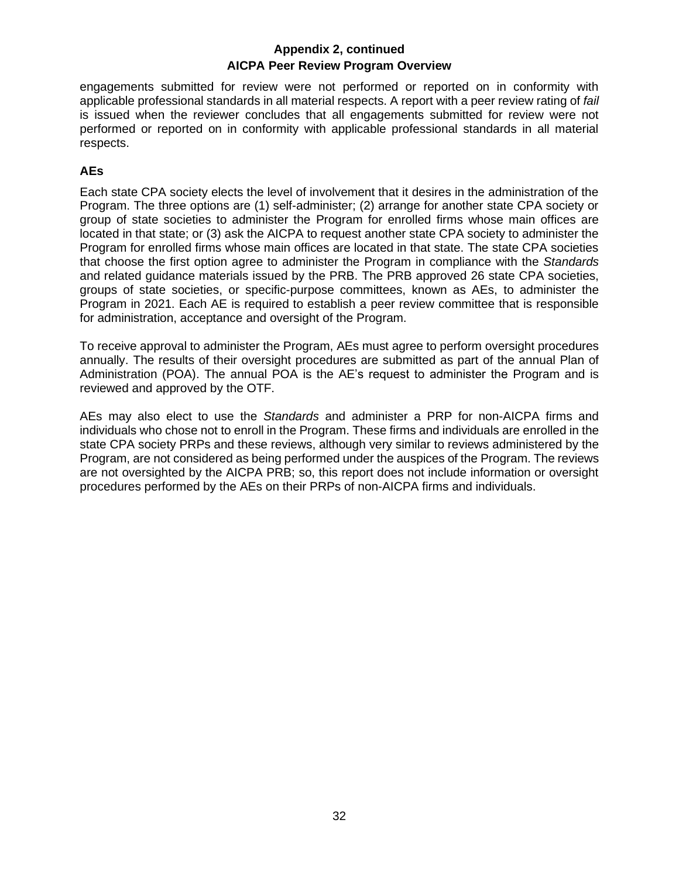## Appendix 2, continued
## AICPA Peer Review Program Overview

engagements submitted for review were not performed or reported on in conformity with applicable professional standards in all material respects. A report with a peer review rating of *fail* is issued when the reviewer concludes that all engagements submitted for review were not performed or reported on in conformity with applicable professional standards in all material respects.

### AEs

Each state CPA society elects the level of involvement that it desires in the administration of the Program. The three options are (1) self-administer; (2) arrange for another state CPA society or group of state societies to administer the Program for enrolled firms whose main offices are located in that state; or (3) ask the AICPA to request another state CPA society to administer the Program for enrolled firms whose main offices are located in that state. The state CPA societies that choose the first option agree to administer the Program in compliance with the *Standards* and related guidance materials issued by the PRB. The PRB approved 26 state CPA societies, groups of state societies, or specific-purpose committees, known as AEs, to administer the Program in 2021. Each AE is required to establish a peer review committee that is responsible for administration, acceptance and oversight of the Program.

To receive approval to administer the Program, AEs must agree to perform oversight procedures annually. The results of their oversight procedures are submitted as part of the annual Plan of Administration (POA). The annual POA is the AE's request to administer the Program and is reviewed and approved by the OTF.

AEs may also elect to use the *Standards* and administer a PRP for non-AICPA firms and individuals who chose not to enroll in the Program. These firms and individuals are enrolled in the state CPA society PRPs and these reviews, although very similar to reviews administered by the Program, are not considered as being performed under the auspices of the Program. The reviews are not oversighted by the AICPA PRB; so, this report does not include information or oversight procedures performed by the AEs on their PRPs of non-AICPA firms and individuals.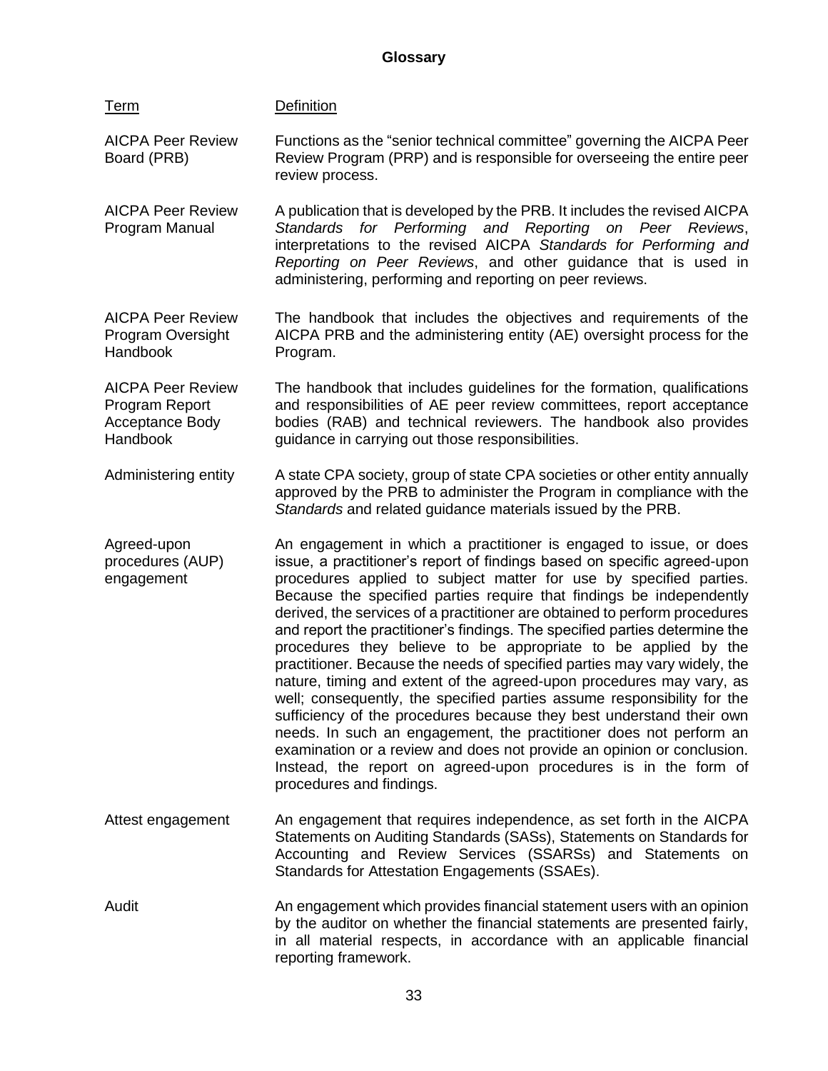## Glossary

| Term | Definition |
|---|---|
| AICPA Peer Review Board (PRB) | Functions as the "senior technical committee" governing the AICPA Peer Review Program (PRP) and is responsible for overseeing the entire peer review process. |
| AICPA Peer Review Program Manual | A publication that is developed by the PRB. It includes the revised AICPA *Standards for Performing and Reporting on Peer Reviews*, interpretations to the revised AICPA *Standards for Performing and Reporting on Peer Reviews*, and other guidance that is used in administering, performing and reporting on peer reviews. |
| AICPA Peer Review Program Oversight Handbook | The handbook that includes the objectives and requirements of the AICPA PRB and the administering entity (AE) oversight process for the Program. |
| AICPA Peer Review Program Report Acceptance Body Handbook | The handbook that includes guidelines for the formation, qualifications and responsibilities of AE peer review committees, report acceptance bodies (RAB) and technical reviewers. The handbook also provides guidance in carrying out those responsibilities. |
| Administering entity | A state CPA society, group of state CPA societies or other entity annually approved by the PRB to administer the Program in compliance with the *Standards* and related guidance materials issued by the PRB. |
| Agreed-upon procedures (AUP) engagement | An engagement in which a practitioner is engaged to issue, or does issue, a practitioner's report of findings based on specific agreed-upon procedures applied to subject matter for use by specified parties. Because the specified parties require that findings be independently derived, the services of a practitioner are obtained to perform procedures and report the practitioner's findings. The specified parties determine the procedures they believe to be appropriate to be applied by the practitioner. Because the needs of specified parties may vary widely, the nature, timing and extent of the agreed-upon procedures may vary, as well; consequently, the specified parties assume responsibility for the sufficiency of the procedures because they best understand their own needs. In such an engagement, the practitioner does not perform an examination or a review and does not provide an opinion or conclusion. Instead, the report on agreed-upon procedures is in the form of procedures and findings. |
| Attest engagement | An engagement that requires independence, as set forth in the AICPA Statements on Auditing Standards (SASs), Statements on Standards for Accounting and Review Services (SSARSs) and Statements on Standards for Attestation Engagements (SSAEs). |
| Audit | An engagement which provides financial statement users with an opinion by the auditor on whether the financial statements are presented fairly, in all material respects, in accordance with an applicable financial reporting framework. |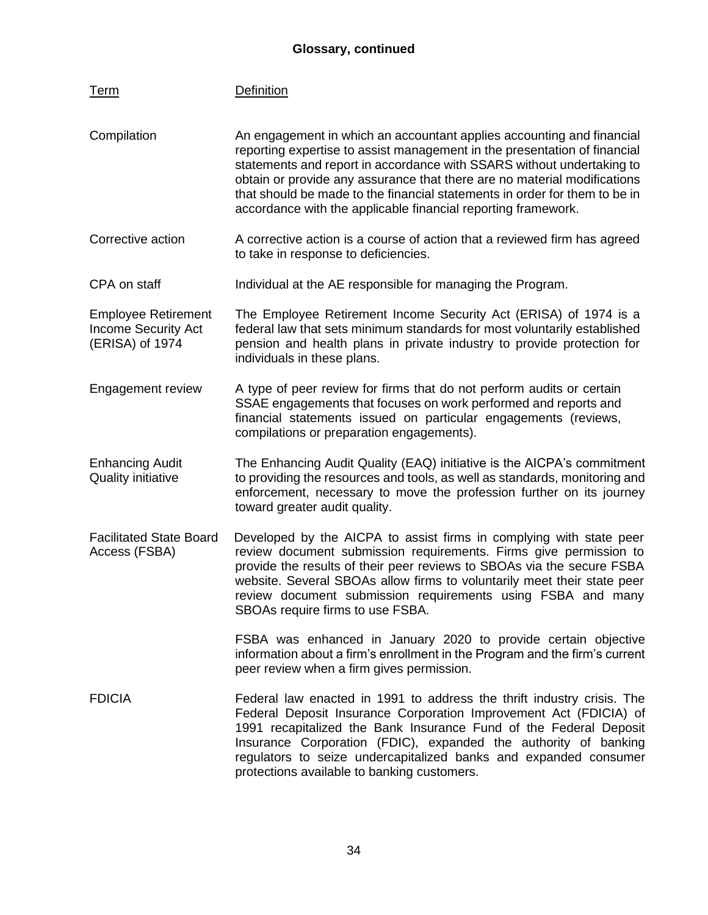## Glossary, continued

| Term | Definition |
| --- | --- |
| Compilation | An engagement in which an accountant applies accounting and financial reporting expertise to assist management in the presentation of financial statements and report in accordance with SSARS without undertaking to obtain or provide any assurance that there are no material modifications that should be made to the financial statements in order for them to be in accordance with the applicable financial reporting framework. |
| Corrective action | A corrective action is a course of action that a reviewed firm has agreed to take in response to deficiencies. |
| CPA on staff | Individual at the AE responsible for managing the Program. |
| Employee Retirement Income Security Act (ERISA) of 1974 | The Employee Retirement Income Security Act (ERISA) of 1974 is a federal law that sets minimum standards for most voluntarily established pension and health plans in private industry to provide protection for individuals in these plans. |
| Engagement review | A type of peer review for firms that do not perform audits or certain SSAE engagements that focuses on work performed and reports and financial statements issued on particular engagements (reviews, compilations or preparation engagements). |
| Enhancing Audit Quality initiative | The Enhancing Audit Quality (EAQ) initiative is the AICPA's commitment to providing the resources and tools, as well as standards, monitoring and enforcement, necessary to move the profession further on its journey toward greater audit quality. |
| Facilitated State Board Access (FSBA) | Developed by the AICPA to assist firms in complying with state peer review document submission requirements. Firms give permission to provide the results of their peer reviews to SBOAs via the secure FSBA website. Several SBOAs allow firms to voluntarily meet their state peer review document submission requirements using FSBA and many SBOAs require firms to use FSBA.<br><br>FSBA was enhanced in January 2020 to provide certain objective information about a firm's enrollment in the Program and the firm's current peer review when a firm gives permission. |
| FDICIA | Federal law enacted in 1991 to address the thrift industry crisis. The Federal Deposit Insurance Corporation Improvement Act (FDICIA) of 1991 recapitalized the Bank Insurance Fund of the Federal Deposit Insurance Corporation (FDIC), expanded the authority of banking regulators to seize undercapitalized banks and expanded consumer protections available to banking customers. |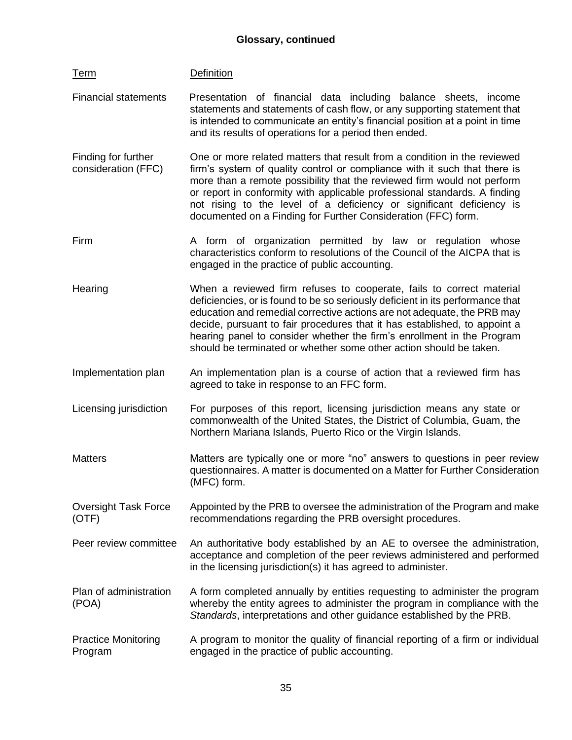**Glossary, continued**

| Term | Definition |
| --- | --- |
| Financial statements | Presentation of financial data including balance sheets, income statements and statements of cash flow, or any supporting statement that is intended to communicate an entity's financial position at a point in time and its results of operations for a period then ended. |
| Finding for further consideration (FFC) | One or more related matters that result from a condition in the reviewed firm's system of quality control or compliance with it such that there is more than a remote possibility that the reviewed firm would not perform or report in conformity with applicable professional standards. A finding not rising to the level of a deficiency or significant deficiency is documented on a Finding for Further Consideration (FFC) form. |
| Firm | A form of organization permitted by law or regulation whose characteristics conform to resolutions of the Council of the AICPA that is engaged in the practice of public accounting. |
| Hearing | When a reviewed firm refuses to cooperate, fails to correct material deficiencies, or is found to be so seriously deficient in its performance that education and remedial corrective actions are not adequate, the PRB may decide, pursuant to fair procedures that it has established, to appoint a hearing panel to consider whether the firm's enrollment in the Program should be terminated or whether some other action should be taken. |
| Implementation plan | An implementation plan is a course of action that a reviewed firm has agreed to take in response to an FFC form. |
| Licensing jurisdiction | For purposes of this report, licensing jurisdiction means any state or commonwealth of the United States, the District of Columbia, Guam, the Northern Mariana Islands, Puerto Rico or the Virgin Islands. |
| Matters | Matters are typically one or more "no" answers to questions in peer review questionnaires. A matter is documented on a Matter for Further Consideration (MFC) form. |
| Oversight Task Force (OTF) | Appointed by the PRB to oversee the administration of the Program and make recommendations regarding the PRB oversight procedures. |
| Peer review committee | An authoritative body established by an AE to oversee the administration, acceptance and completion of the peer reviews administered and performed in the licensing jurisdiction(s) it has agreed to administer. |
| Plan of administration (POA) | A form completed annually by entities requesting to administer the program whereby the entity agrees to administer the program in compliance with the *Standards*, interpretations and other guidance established by the PRB. |
| Practice Monitoring Program | A program to monitor the quality of financial reporting of a firm or individual engaged in the practice of public accounting. |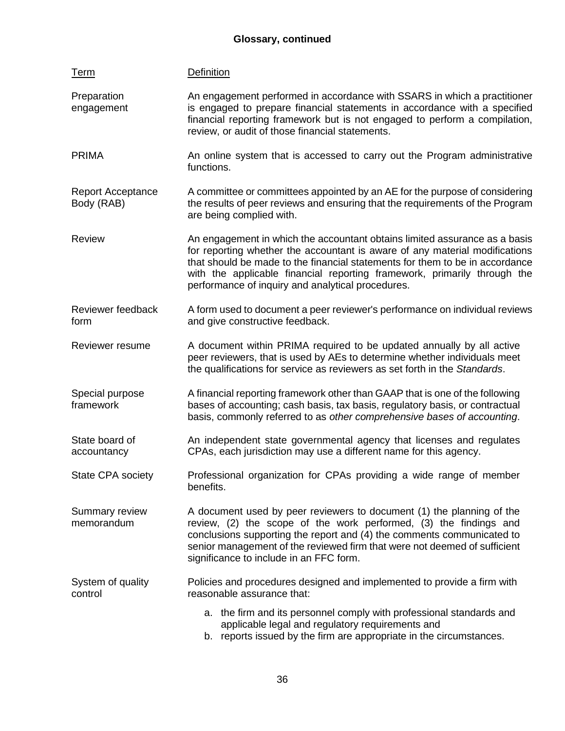## Glossary, continued

| Term | Definition |
|---|---|
| Preparation engagement | An engagement performed in accordance with SSARS in which a practitioner is engaged to prepare financial statements in accordance with a specified financial reporting framework but is not engaged to perform a compilation, review, or audit of those financial statements. |
| PRIMA | An online system that is accessed to carry out the Program administrative functions. |
| Report Acceptance Body (RAB) | A committee or committees appointed by an AE for the purpose of considering the results of peer reviews and ensuring that the requirements of the Program are being complied with. |
| Review | An engagement in which the accountant obtains limited assurance as a basis for reporting whether the accountant is aware of any material modifications that should be made to the financial statements for them to be in accordance with the applicable financial reporting framework, primarily through the performance of inquiry and analytical procedures. |
| Reviewer feedback form | A form used to document a peer reviewer's performance on individual reviews and give constructive feedback. |
| Reviewer resume | A document within PRIMA required to be updated annually by all active peer reviewers, that is used by AEs to determine whether individuals meet the qualifications for service as reviewers as set forth in the *Standards*. |
| Special purpose framework | A financial reporting framework other than GAAP that is one of the following bases of accounting; cash basis, tax basis, regulatory basis, or contractual basis, commonly referred to as *other comprehensive bases of accounting*. |
| State board of accountancy | An independent state governmental agency that licenses and regulates CPAs, each jurisdiction may use a different name for this agency. |
| State CPA society | Professional organization for CPAs providing a wide range of member benefits. |
| Summary review memorandum | A document used by peer reviewers to document (1) the planning of the review, (2) the scope of the work performed, (3) the findings and conclusions supporting the report and (4) the comments communicated to senior management of the reviewed firm that were not deemed of sufficient significance to include in an FFC form. |
| System of quality control | Policies and procedures designed and implemented to provide a firm with reasonable assurance that:<br>a. the firm and its personnel comply with professional standards and applicable legal and regulatory requirements and<br>b. reports issued by the firm are appropriate in the circumstances. |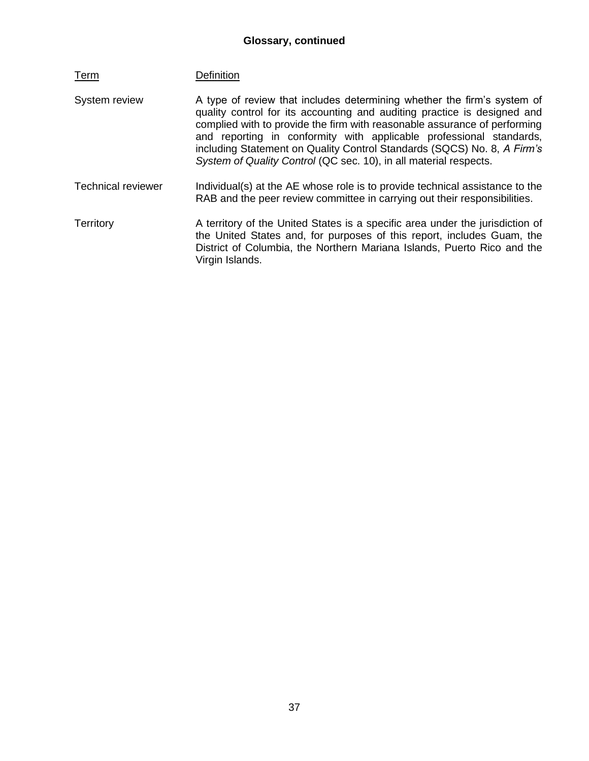**Glossary, continued**

| Term | Definition |
| --- | --- |
| System review | A type of review that includes determining whether the firm's system of quality control for its accounting and auditing practice is designed and complied with to provide the firm with reasonable assurance of performing and reporting in conformity with applicable professional standards, including Statement on Quality Control Standards (SQCS) No. 8, *A Firm's System of Quality Control* (QC sec. 10), in all material respects. |
| Technical reviewer | Individual(s) at the AE whose role is to provide technical assistance to the RAB and the peer review committee in carrying out their responsibilities. |
| Territory | A territory of the United States is a specific area under the jurisdiction of the United States and, for purposes of this report, includes Guam, the District of Columbia, the Northern Mariana Islands, Puerto Rico and the Virgin Islands. |